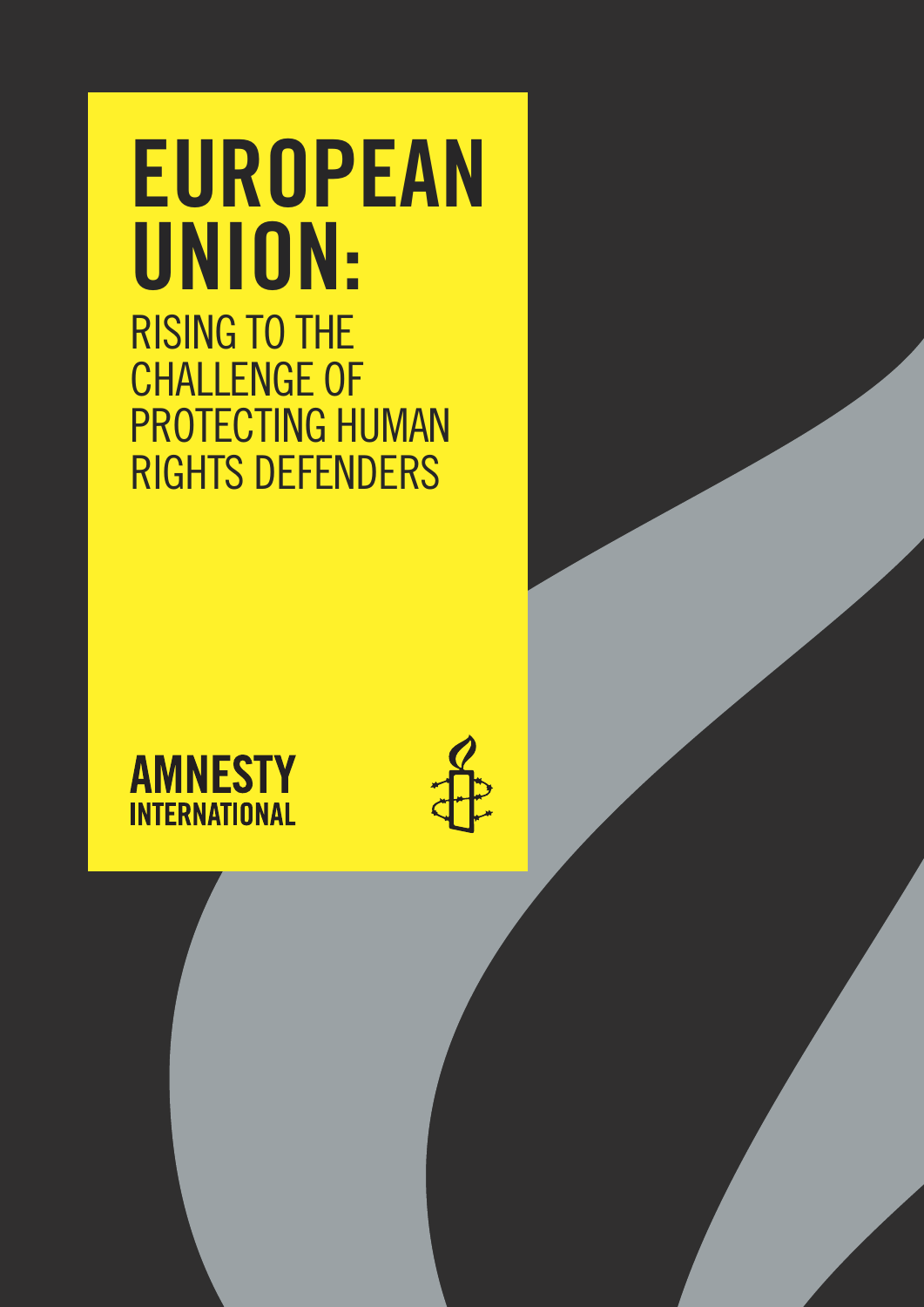# EUROPEAN UNION:

## RISING TO THE CHALLENGE OF PROTECTING HUMAN RIGHTS DEFENDERS

**AMNESTY INTERNATIONAL**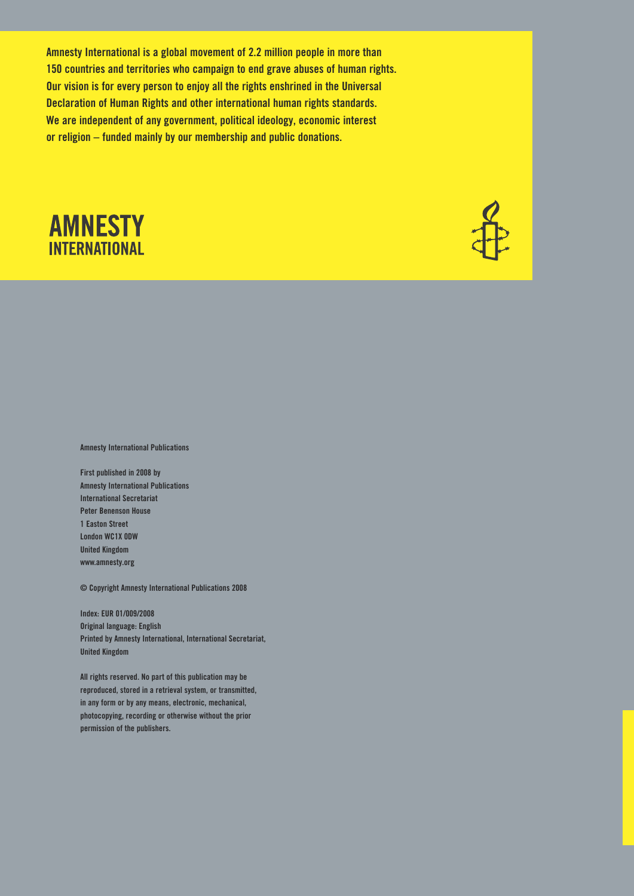**Amnesty International is a global movement of 2.2 million people in more than 150 countries and territories who campaign to end grave abuses of human rights. Our vision is for every person to enjoy all the rights enshrined in the Universal Declaration of Human Rights and other international human rights standards. We are independent of any government, political ideology, economic interest or religion – funded mainly by our membership and public donations.**

**AMNESTY INTERNATIONAL**

Amnesty International Publications

First published in 2008 by
Amnesty International Publications
International Secretariat
Peter Benenson House
1 Easton Street
London WC1X 0DW
United Kingdom
www.amnesty.org

© Copyright Amnesty International Publications 2008

Index: EUR 01/009/2008
Original language: English
Printed by Amnesty International, International Secretariat, United Kingdom

All rights reserved. No part of this publication may be reproduced, stored in a retrieval system, or transmitted, in any form or by any means, electronic, mechanical, photocopying, recording or otherwise without the prior permission of the publishers.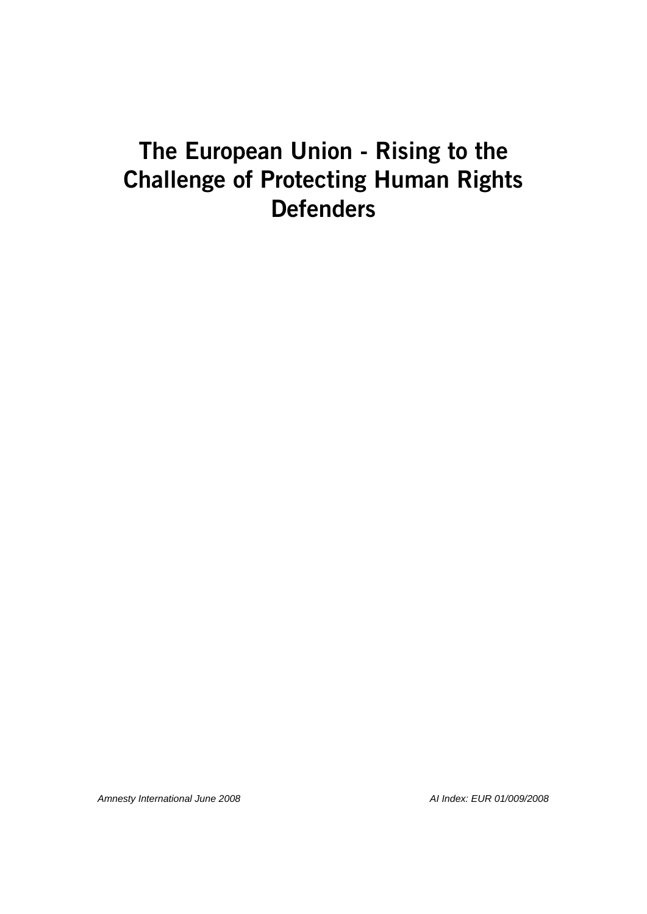# The European Union - Rising to the Challenge of Protecting Human Rights Defenders

*Amnesty International June 2008* *AI Index: EUR 01/009/2008*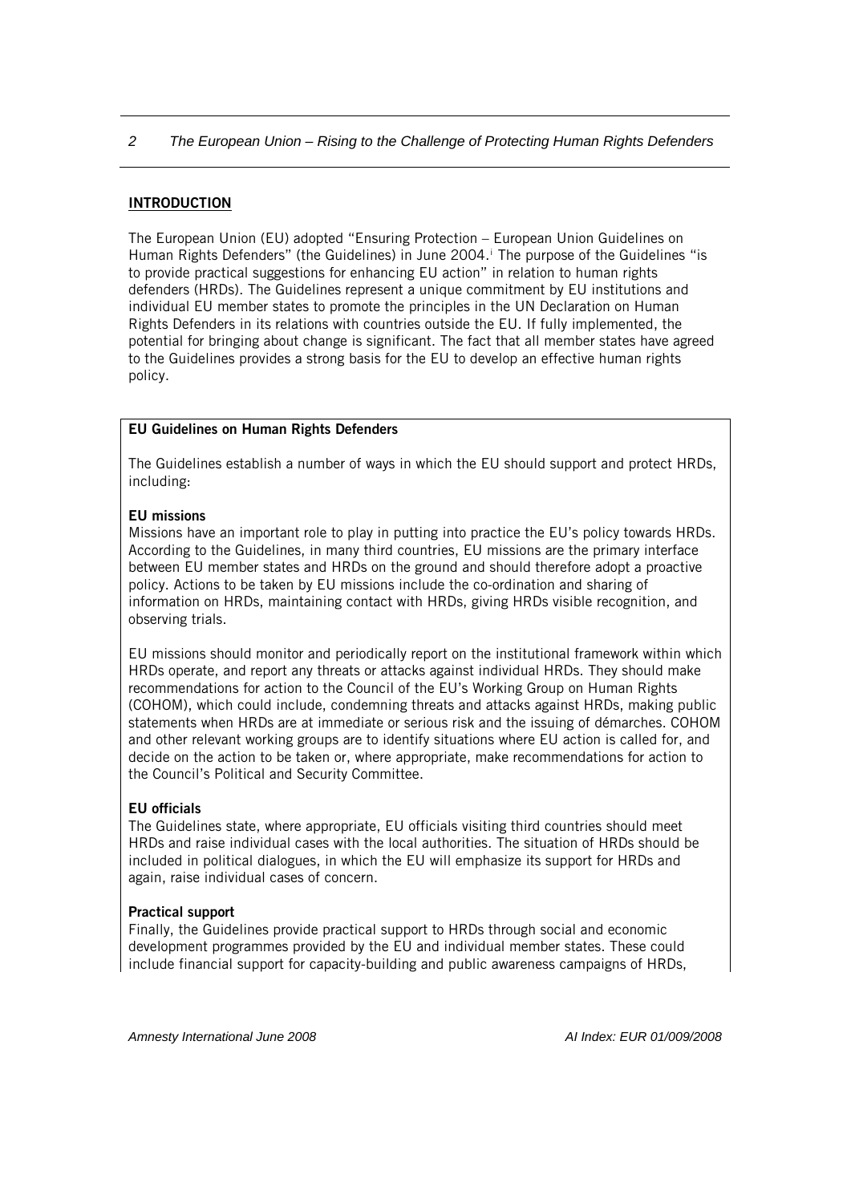## INTRODUCTION

The European Union (EU) adopted "Ensuring Protection – European Union Guidelines on Human Rights Defenders" (the Guidelines) in June 2004.[i] The purpose of the Guidelines "is to provide practical suggestions for enhancing EU action" in relation to human rights defenders (HRDs). The Guidelines represent a unique commitment by EU institutions and individual EU member states to promote the principles in the UN Declaration on Human Rights Defenders in its relations with countries outside the EU. If fully implemented, the potential for bringing about change is significant. The fact that all member states have agreed to the Guidelines provides a strong basis for the EU to develop an effective human rights policy.

**EU Guidelines on Human Rights Defenders**

The Guidelines establish a number of ways in which the EU should support and protect HRDs, including:

**EU missions**

Missions have an important role to play in putting into practice the EU's policy towards HRDs. According to the Guidelines, in many third countries, EU missions are the primary interface between EU member states and HRDs on the ground and should therefore adopt a proactive policy. Actions to be taken by EU missions include the co-ordination and sharing of information on HRDs, maintaining contact with HRDs, giving HRDs visible recognition, and observing trials.

EU missions should monitor and periodically report on the institutional framework within which HRDs operate, and report any threats or attacks against individual HRDs. They should make recommendations for action to the Council of the EU's Working Group on Human Rights (COHOM), which could include, condemning threats and attacks against HRDs, making public statements when HRDs are at immediate or serious risk and the issuing of démarches. COHOM and other relevant working groups are to identify situations where EU action is called for, and decide on the action to be taken or, where appropriate, make recommendations for action to the Council's Political and Security Committee.

**EU officials**

The Guidelines state, where appropriate, EU officials visiting third countries should meet HRDs and raise individual cases with the local authorities. The situation of HRDs should be included in political dialogues, in which the EU will emphasize its support for HRDs and again, raise individual cases of concern.

**Practical support**

Finally, the Guidelines provide practical support to HRDs through social and economic development programmes provided by the EU and individual member states. These could include financial support for capacity-building and public awareness campaigns of HRDs,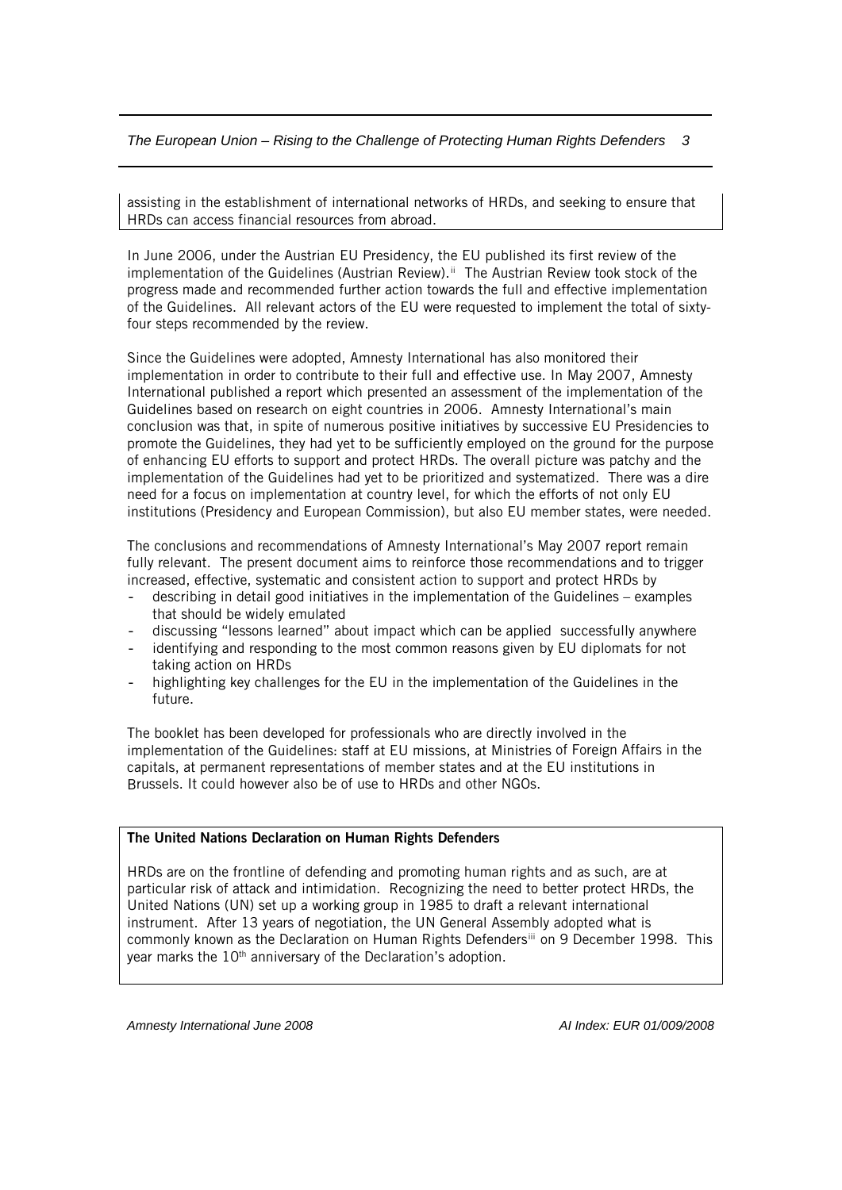assisting in the establishment of international networks of HRDs, and seeking to ensure that HRDs can access financial resources from abroad.

In June 2006, under the Austrian EU Presidency, the EU published its first review of the implementation of the Guidelines (Austrian Review).[ii] The Austrian Review took stock of the progress made and recommended further action towards the full and effective implementation of the Guidelines. All relevant actors of the EU were requested to implement the total of sixty-four steps recommended by the review.

Since the Guidelines were adopted, Amnesty International has also monitored their implementation in order to contribute to their full and effective use. In May 2007, Amnesty International published a report which presented an assessment of the implementation of the Guidelines based on research on eight countries in 2006. Amnesty International's main conclusion was that, in spite of numerous positive initiatives by successive EU Presidencies to promote the Guidelines, they had yet to be sufficiently employed on the ground for the purpose of enhancing EU efforts to support and protect HRDs. The overall picture was patchy and the implementation of the Guidelines had yet to be prioritized and systematized. There was a dire need for a focus on implementation at country level, for which the efforts of not only EU institutions (Presidency and European Commission), but also EU member states, were needed.

The conclusions and recommendations of Amnesty International's May 2007 report remain fully relevant. The present document aims to reinforce those recommendations and to trigger increased, effective, systematic and consistent action to support and protect HRDs by

- describing in detail good initiatives in the implementation of the Guidelines – examples that should be widely emulated
- discussing "lessons learned" about impact which can be applied successfully anywhere
- identifying and responding to the most common reasons given by EU diplomats for not taking action on HRDs
- highlighting key challenges for the EU in the implementation of the Guidelines in the future.

The booklet has been developed for professionals who are directly involved in the implementation of the Guidelines: staff at EU missions, at Ministries of Foreign Affairs in the capitals, at permanent representations of member states and at the EU institutions in Brussels. It could however also be of use to HRDs and other NGOs.

**The United Nations Declaration on Human Rights Defenders**

HRDs are on the frontline of defending and promoting human rights and as such, are at particular risk of attack and intimidation. Recognizing the need to better protect HRDs, the United Nations (UN) set up a working group in 1985 to draft a relevant international instrument. After 13 years of negotiation, the UN General Assembly adopted what is commonly known as the Declaration on Human Rights Defenders[iii] on 9 December 1998. This year marks the 10th anniversary of the Declaration's adoption.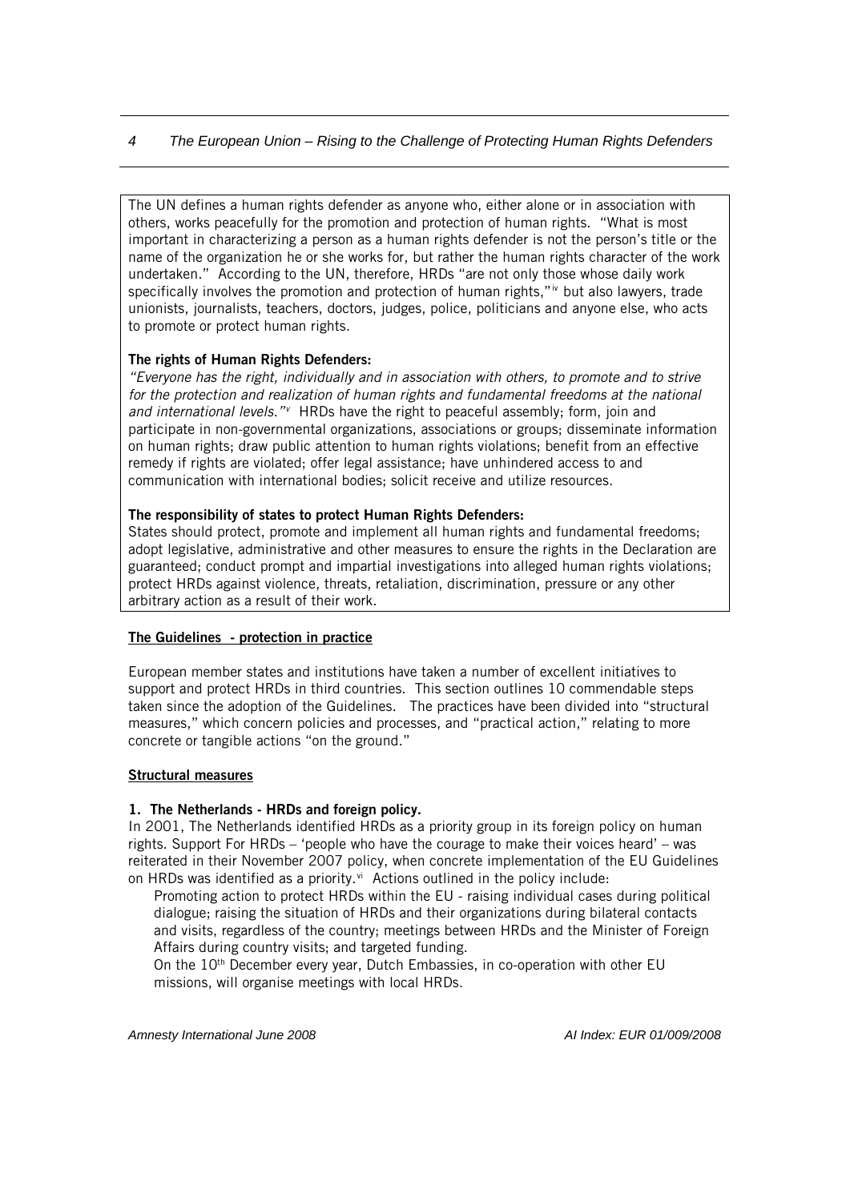The UN defines a human rights defender as anyone who, either alone or in association with others, works peacefully for the promotion and protection of human rights. "What is most important in characterizing a person as a human rights defender is not the person's title or the name of the organization he or she works for, but rather the human rights character of the work undertaken." According to the UN, therefore, HRDs "are not only those whose daily work specifically involves the promotion and protection of human rights,"[iv] but also lawyers, trade unionists, journalists, teachers, doctors, judges, police, politicians and anyone else, who acts to promote or protect human rights.

**The rights of Human Rights Defenders:**

*"Everyone has the right, individually and in association with others, to promote and to strive for the protection and realization of human rights and fundamental freedoms at the national and international levels."*[v] HRDs have the right to peaceful assembly; form, join and participate in non-governmental organizations, associations or groups; disseminate information on human rights; draw public attention to human rights violations; benefit from an effective remedy if rights are violated; offer legal assistance; have unhindered access to and communication with international bodies; solicit receive and utilize resources.

**The responsibility of states to protect Human Rights Defenders:**

States should protect, promote and implement all human rights and fundamental freedoms; adopt legislative, administrative and other measures to ensure the rights in the Declaration are guaranteed; conduct prompt and impartial investigations into alleged human rights violations; protect HRDs against violence, threats, retaliation, discrimination, pressure or any other arbitrary action as a result of their work.

## The Guidelines - protection in practice

European member states and institutions have taken a number of excellent initiatives to support and protect HRDs in third countries. This section outlines 10 commendable steps taken since the adoption of the Guidelines. The practices have been divided into "structural measures," which concern policies and processes, and "practical action," relating to more concrete or tangible actions "on the ground."

### Structural measures

**1. The Netherlands - HRDs and foreign policy.**

In 2001, The Netherlands identified HRDs as a priority group in its foreign policy on human rights. Support For HRDs – 'people who have the courage to make their voices heard' – was reiterated in their November 2007 policy, when concrete implementation of the EU Guidelines on HRDs was identified as a priority.[vi] Actions outlined in the policy include:

- Promoting action to protect HRDs within the EU - raising individual cases during political dialogue; raising the situation of HRDs and their organizations during bilateral contacts and visits, regardless of the country; meetings between HRDs and the Minister of Foreign Affairs during country visits; and targeted funding.
- On the 10th December every year, Dutch Embassies, in co-operation with other EU missions, will organise meetings with local HRDs.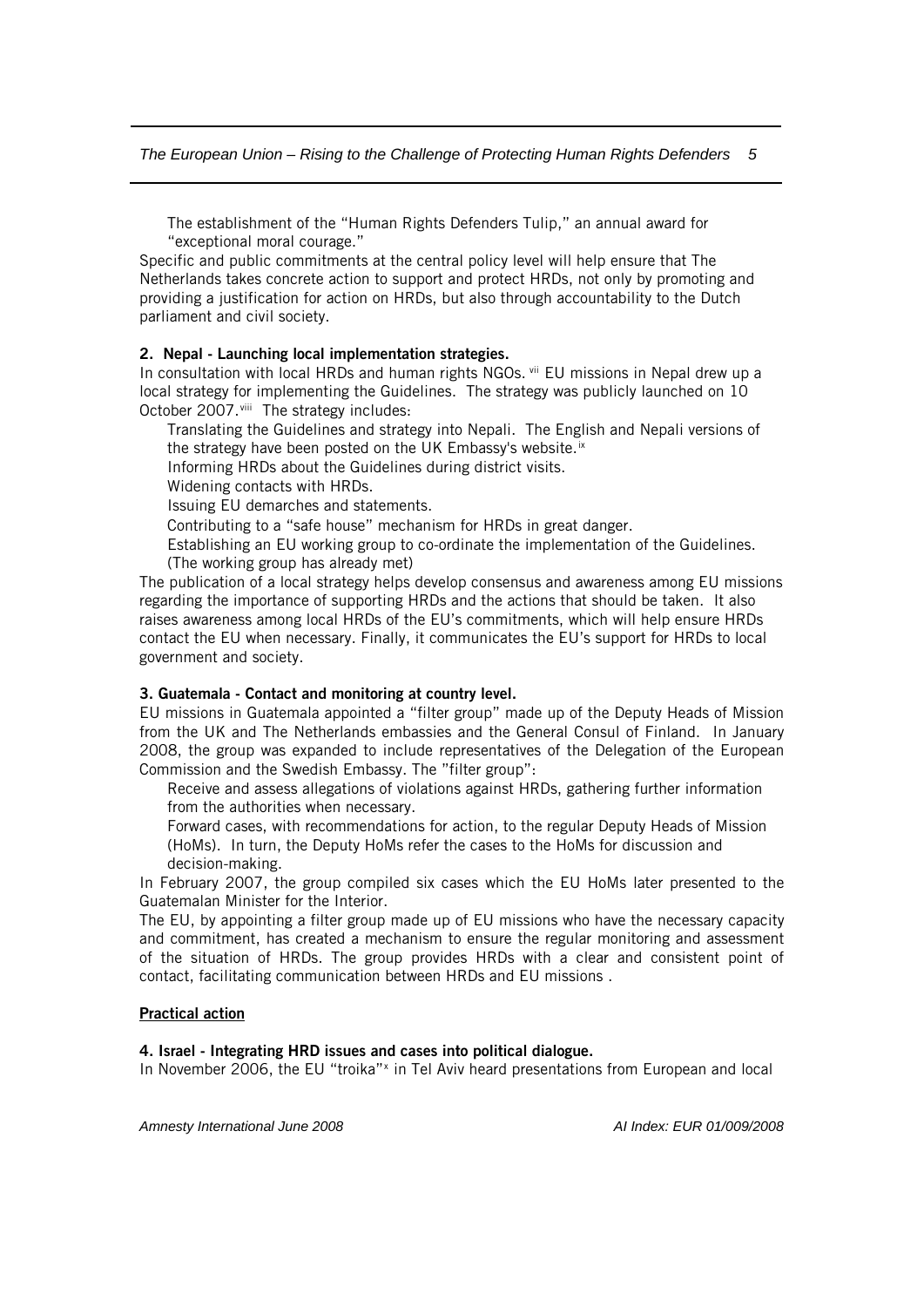- The establishment of the "Human Rights Defenders Tulip," an annual award for "exceptional moral courage."

Specific and public commitments at the central policy level will help ensure that The Netherlands takes concrete action to support and protect HRDs, not only by promoting and providing a justification for action on HRDs, but also through accountability to the Dutch parliament and civil society.

**2. Nepal - Launching local implementation strategies.**

In consultation with local HRDs and human rights NGOs. [vii] EU missions in Nepal drew up a local strategy for implementing the Guidelines. The strategy was publicly launched on 10 October 2007.[viii] The strategy includes:

- Translating the Guidelines and strategy into Nepali. The English and Nepali versions of the strategy have been posted on the UK Embassy's website.[ix]
- Informing HRDs about the Guidelines during district visits.
- Widening contacts with HRDs.
- Issuing EU demarches and statements.
- Contributing to a "safe house" mechanism for HRDs in great danger.
- Establishing an EU working group to co-ordinate the implementation of the Guidelines. (The working group has already met)

The publication of a local strategy helps develop consensus and awareness among EU missions regarding the importance of supporting HRDs and the actions that should be taken. It also raises awareness among local HRDs of the EU's commitments, which will help ensure HRDs contact the EU when necessary. Finally, it communicates the EU's support for HRDs to local government and society.

**3. Guatemala - Contact and monitoring at country level.**

EU missions in Guatemala appointed a "filter group" made up of the Deputy Heads of Mission from the UK and The Netherlands embassies and the General Consul of Finland. In January 2008, the group was expanded to include representatives of the Delegation of the European Commission and the Swedish Embassy. The "filter group":

- Receive and assess allegations of violations against HRDs, gathering further information from the authorities when necessary.
- Forward cases, with recommendations for action, to the regular Deputy Heads of Mission (HoMs). In turn, the Deputy HoMs refer the cases to the HoMs for discussion and decision-making.

In February 2007, the group compiled six cases which the EU HoMs later presented to the Guatemalan Minister for the Interior.

The EU, by appointing a filter group made up of EU missions who have the necessary capacity and commitment, has created a mechanism to ensure the regular monitoring and assessment of the situation of HRDs. The group provides HRDs with a clear and consistent point of contact, facilitating communication between HRDs and EU missions .

**Practical action**

**4. Israel - Integrating HRD issues and cases into political dialogue.**

In November 2006, the EU "troika"[x] in Tel Aviv heard presentations from European and local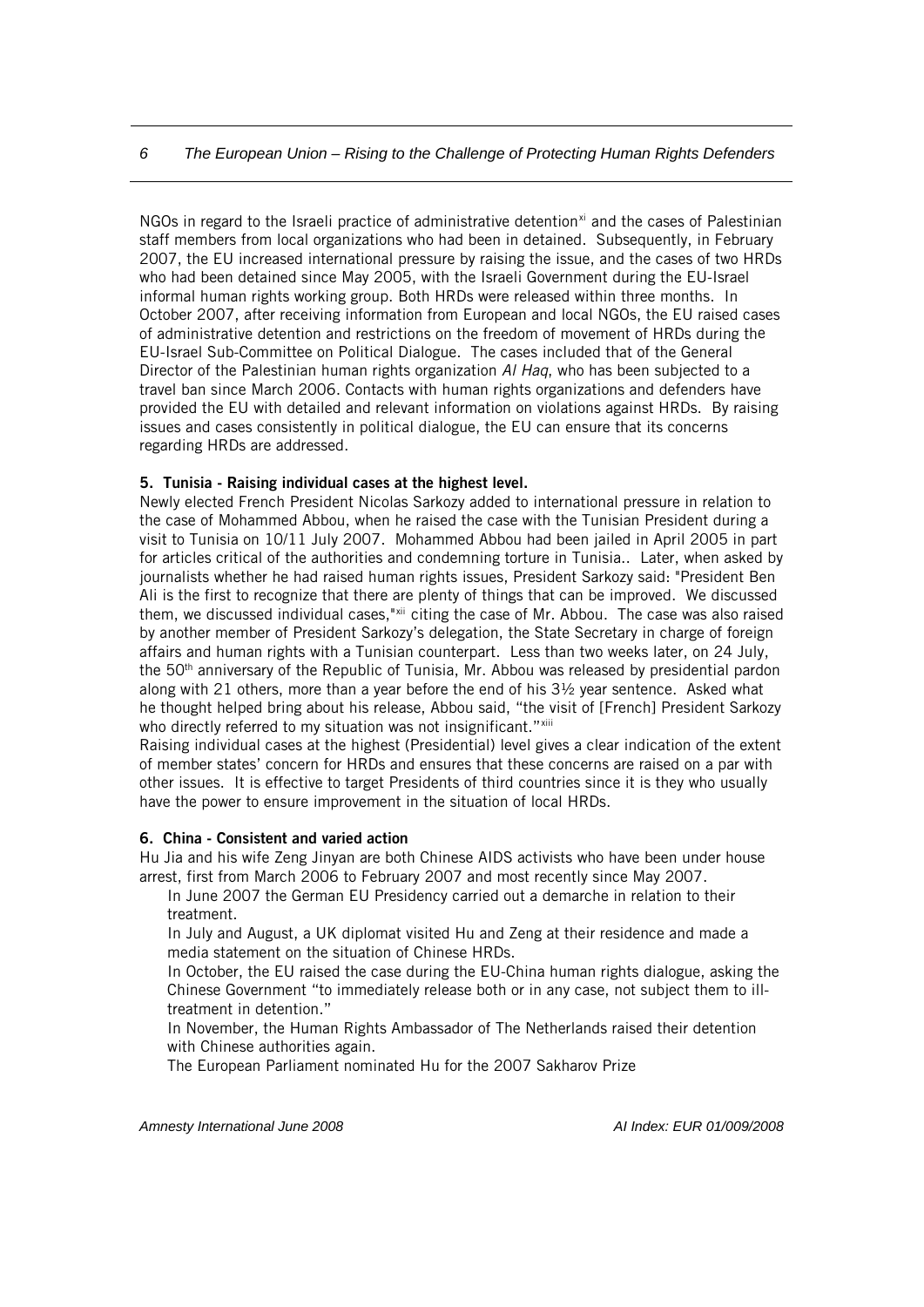NGOs in regard to the Israeli practice of administrative detention[xi] and the cases of Palestinian staff members from local organizations who had been in detained. Subsequently, in February 2007, the EU increased international pressure by raising the issue, and the cases of two HRDs who had been detained since May 2005, with the Israeli Government during the EU-Israel informal human rights working group. Both HRDs were released within three months. In October 2007, after receiving information from European and local NGOs, the EU raised cases of administrative detention and restrictions on the freedom of movement of HRDs during the EU-Israel Sub-Committee on Political Dialogue. The cases included that of the General Director of the Palestinian human rights organization *Al Haq*, who has been subjected to a travel ban since March 2006. Contacts with human rights organizations and defenders have provided the EU with detailed and relevant information on violations against HRDs. By raising issues and cases consistently in political dialogue, the EU can ensure that its concerns regarding HRDs are addressed.

**5. Tunisia - Raising individual cases at the highest level.**

Newly elected French President Nicolas Sarkozy added to international pressure in relation to the case of Mohammed Abbou, when he raised the case with the Tunisian President during a visit to Tunisia on 10/11 July 2007. Mohammed Abbou had been jailed in April 2005 in part for articles critical of the authorities and condemning torture in Tunisia.. Later, when asked by journalists whether he had raised human rights issues, President Sarkozy said: "President Ben Ali is the first to recognize that there are plenty of things that can be improved. We discussed them, we discussed individual cases,"[xii] citing the case of Mr. Abbou. The case was also raised by another member of President Sarkozy's delegation, the State Secretary in charge of foreign affairs and human rights with a Tunisian counterpart. Less than two weeks later, on 24 July, the 50th anniversary of the Republic of Tunisia, Mr. Abbou was released by presidential pardon along with 21 others, more than a year before the end of his 3½ year sentence. Asked what he thought helped bring about his release, Abbou said, "the visit of [French] President Sarkozy who directly referred to my situation was not insignificant."[xiii]

Raising individual cases at the highest (Presidential) level gives a clear indication of the extent of member states' concern for HRDs and ensures that these concerns are raised on a par with other issues. It is effective to target Presidents of third countries since it is they who usually have the power to ensure improvement in the situation of local HRDs.

**6. China - Consistent and varied action**

Hu Jia and his wife Zeng Jinyan are both Chinese AIDS activists who have been under house arrest, first from March 2006 to February 2007 and most recently since May 2007.

- In June 2007 the German EU Presidency carried out a demarche in relation to their treatment.
- In July and August, a UK diplomat visited Hu and Zeng at their residence and made a media statement on the situation of Chinese HRDs.
- In October, the EU raised the case during the EU-China human rights dialogue, asking the Chinese Government "to immediately release both or in any case, not subject them to ill-treatment in detention."
- In November, the Human Rights Ambassador of The Netherlands raised their detention with Chinese authorities again.
- The European Parliament nominated Hu for the 2007 Sakharov Prize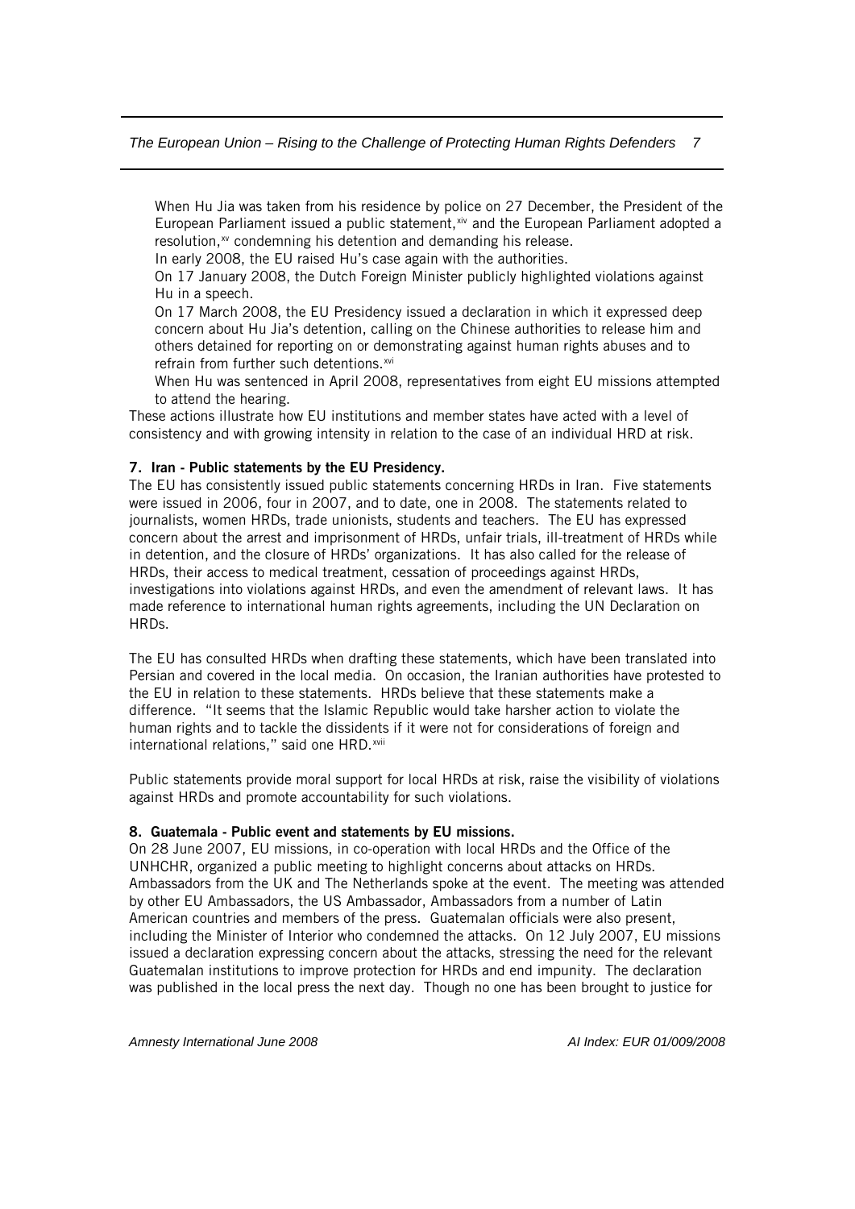- When Hu Jia was taken from his residence by police on 27 December, the President of the European Parliament issued a public statement,[xiv] and the European Parliament adopted a resolution,[xv] condemning his detention and demanding his release.
- In early 2008, the EU raised Hu's case again with the authorities.
- On 17 January 2008, the Dutch Foreign Minister publicly highlighted violations against Hu in a speech.
- On 17 March 2008, the EU Presidency issued a declaration in which it expressed deep concern about Hu Jia's detention, calling on the Chinese authorities to release him and others detained for reporting on or demonstrating against human rights abuses and to refrain from further such detentions.[xvi]
- When Hu was sentenced in April 2008, representatives from eight EU missions attempted to attend the hearing.

These actions illustrate how EU institutions and member states have acted with a level of consistency and with growing intensity in relation to the case of an individual HRD at risk.

**7. Iran - Public statements by the EU Presidency.**

The EU has consistently issued public statements concerning HRDs in Iran. Five statements were issued in 2006, four in 2007, and to date, one in 2008. The statements related to journalists, women HRDs, trade unionists, students and teachers. The EU has expressed concern about the arrest and imprisonment of HRDs, unfair trials, ill-treatment of HRDs while in detention, and the closure of HRDs' organizations. It has also called for the release of HRDs, their access to medical treatment, cessation of proceedings against HRDs, investigations into violations against HRDs, and even the amendment of relevant laws. It has made reference to international human rights agreements, including the UN Declaration on HRDs.

The EU has consulted HRDs when drafting these statements, which have been translated into Persian and covered in the local media. On occasion, the Iranian authorities have protested to the EU in relation to these statements. HRDs believe that these statements make a difference. "It seems that the Islamic Republic would take harsher action to violate the human rights and to tackle the dissidents if it were not for considerations of foreign and international relations," said one HRD.[xvii]

Public statements provide moral support for local HRDs at risk, raise the visibility of violations against HRDs and promote accountability for such violations.

**8. Guatemala - Public event and statements by EU missions.**

On 28 June 2007, EU missions, in co-operation with local HRDs and the Office of the UNHCHR, organized a public meeting to highlight concerns about attacks on HRDs. Ambassadors from the UK and The Netherlands spoke at the event. The meeting was attended by other EU Ambassadors, the US Ambassador, Ambassadors from a number of Latin American countries and members of the press. Guatemalan officials were also present, including the Minister of Interior who condemned the attacks. On 12 July 2007, EU missions issued a declaration expressing concern about the attacks, stressing the need for the relevant Guatemalan institutions to improve protection for HRDs and end impunity. The declaration was published in the local press the next day. Though no one has been brought to justice for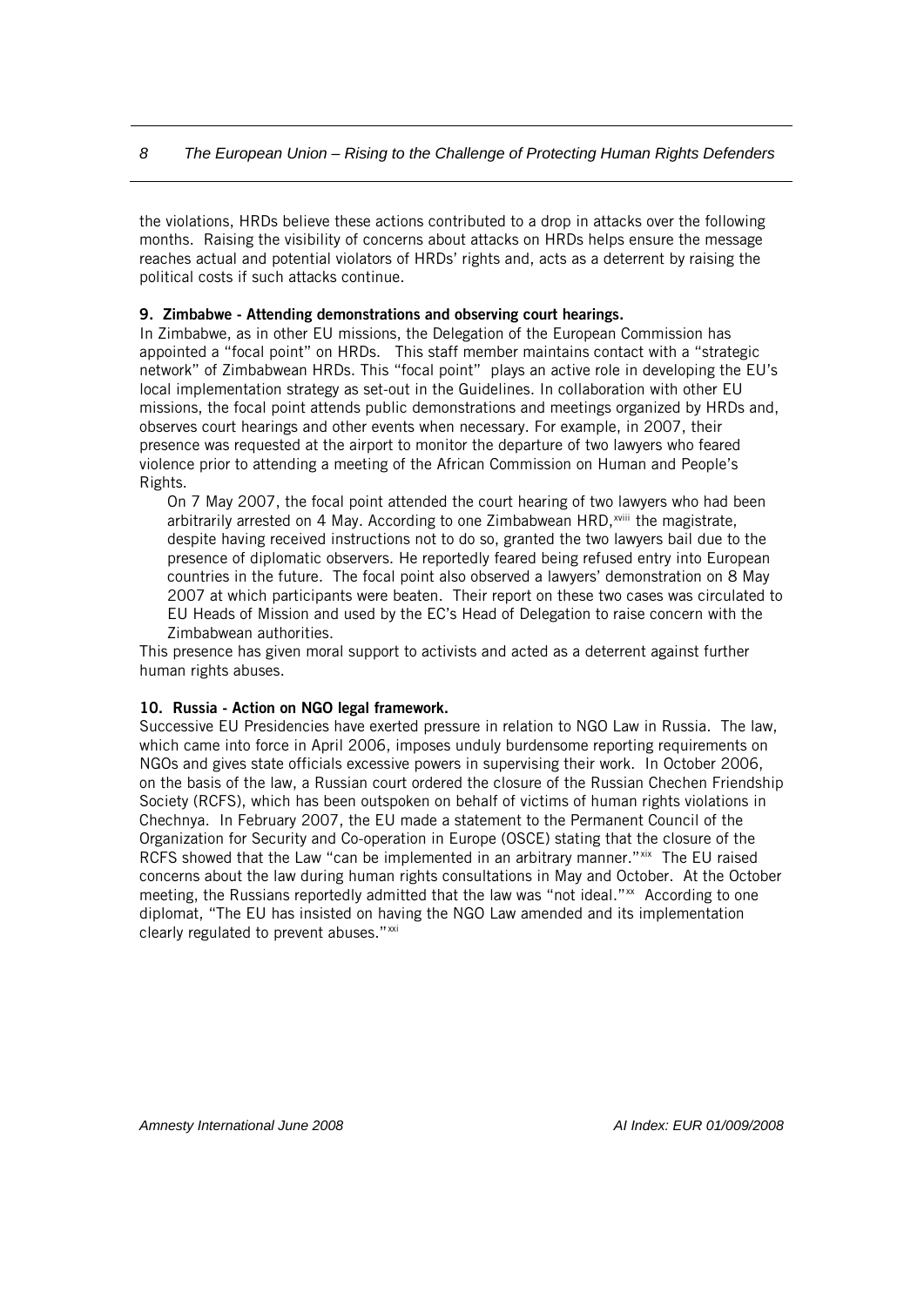the violations, HRDs believe these actions contributed to a drop in attacks over the following months. Raising the visibility of concerns about attacks on HRDs helps ensure the message reaches actual and potential violators of HRDs' rights and, acts as a deterrent by raising the political costs if such attacks continue.

**9. Zimbabwe - Attending demonstrations and observing court hearings.**

In Zimbabwe, as in other EU missions, the Delegation of the European Commission has appointed a "focal point" on HRDs. This staff member maintains contact with a "strategic network" of Zimbabwean HRDs. This "focal point" plays an active role in developing the EU's local implementation strategy as set-out in the Guidelines. In collaboration with other EU missions, the focal point attends public demonstrations and meetings organized by HRDs and, observes court hearings and other events when necessary. For example, in 2007, their presence was requested at the airport to monitor the departure of two lawyers who feared violence prior to attending a meeting of the African Commission on Human and People's Rights.

> On 7 May 2007, the focal point attended the court hearing of two lawyers who had been arbitrarily arrested on 4 May. According to one Zimbabwean HRD,[xviii] the magistrate, despite having received instructions not to do so, granted the two lawyers bail due to the presence of diplomatic observers. He reportedly feared being refused entry into European countries in the future. The focal point also observed a lawyers' demonstration on 8 May 2007 at which participants were beaten. Their report on these two cases was circulated to EU Heads of Mission and used by the EC's Head of Delegation to raise concern with the Zimbabwean authorities.

This presence has given moral support to activists and acted as a deterrent against further human rights abuses.

**10. Russia - Action on NGO legal framework.**

Successive EU Presidencies have exerted pressure in relation to NGO Law in Russia. The law, which came into force in April 2006, imposes unduly burdensome reporting requirements on NGOs and gives state officials excessive powers in supervising their work. In October 2006, on the basis of the law, a Russian court ordered the closure of the Russian Chechen Friendship Society (RCFS), which has been outspoken on behalf of victims of human rights violations in Chechnya. In February 2007, the EU made a statement to the Permanent Council of the Organization for Security and Co-operation in Europe (OSCE) stating that the closure of the RCFS showed that the Law "can be implemented in an arbitrary manner."[xix] The EU raised concerns about the law during human rights consultations in May and October. At the October meeting, the Russians reportedly admitted that the law was "not ideal."[xx] According to one diplomat, "The EU has insisted on having the NGO Law amended and its implementation clearly regulated to prevent abuses."[xxi]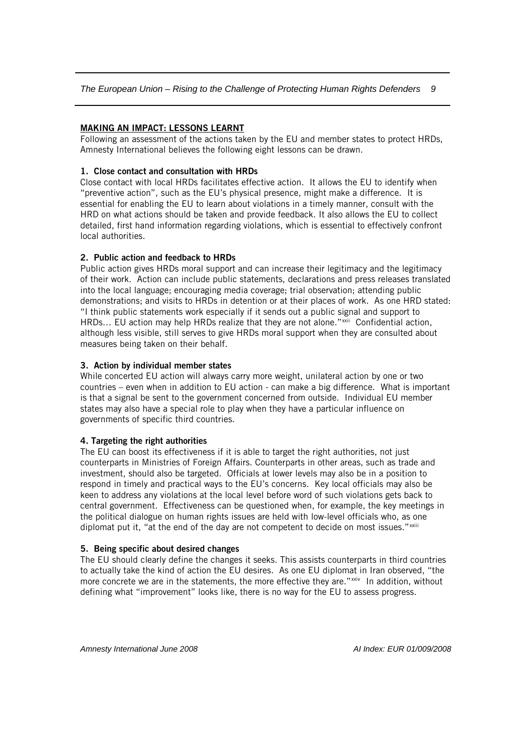## MAKING AN IMPACT: LESSONS LEARNT

Following an assessment of the actions taken by the EU and member states to protect HRDs, Amnesty International believes the following eight lessons can be drawn.

### 1. Close contact and consultation with HRDs

Close contact with local HRDs facilitates effective action. It allows the EU to identify when "preventive action", such as the EU's physical presence, might make a difference. It is essential for enabling the EU to learn about violations in a timely manner, consult with the HRD on what actions should be taken and provide feedback. It also allows the EU to collect detailed, first hand information regarding violations, which is essential to effectively confront local authorities.

### 2. Public action and feedback to HRDs

Public action gives HRDs moral support and can increase their legitimacy and the legitimacy of their work. Action can include public statements, declarations and press releases translated into the local language; encouraging media coverage; trial observation; attending public demonstrations; and visits to HRDs in detention or at their places of work. As one HRD stated: "I think public statements work especially if it sends out a public signal and support to HRDs… EU action may help HRDs realize that they are not alone."[xxii] Confidential action, although less visible, still serves to give HRDs moral support when they are consulted about measures being taken on their behalf.

### 3. Action by individual member states

While concerted EU action will always carry more weight, unilateral action by one or two countries – even when in addition to EU action - can make a big difference. What is important is that a signal be sent to the government concerned from outside. Individual EU member states may also have a special role to play when they have a particular influence on governments of specific third countries.

### 4. Targeting the right authorities

The EU can boost its effectiveness if it is able to target the right authorities, not just counterparts in Ministries of Foreign Affairs. Counterparts in other areas, such as trade and investment, should also be targeted. Officials at lower levels may also be in a position to respond in timely and practical ways to the EU's concerns. Key local officials may also be keen to address any violations at the local level before word of such violations gets back to central government. Effectiveness can be questioned when, for example, the key meetings in the political dialogue on human rights issues are held with low-level officials who, as one diplomat put it, "at the end of the day are not competent to decide on most issues."[xxiii]

### 5. Being specific about desired changes

The EU should clearly define the changes it seeks. This assists counterparts in third countries to actually take the kind of action the EU desires. As one EU diplomat in Iran observed, "the more concrete we are in the statements, the more effective they are."[xxiv] In addition, without defining what "improvement" looks like, there is no way for the EU to assess progress.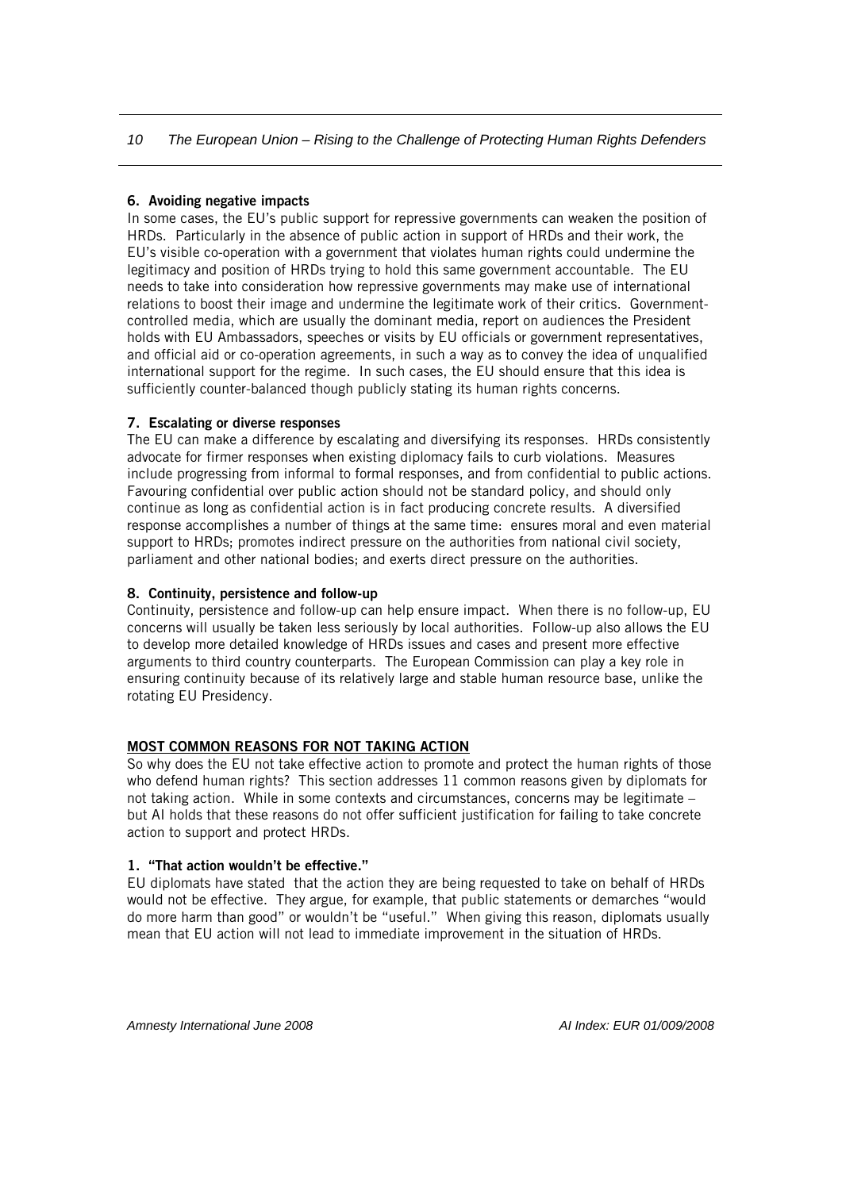### 6. Avoiding negative impacts

In some cases, the EU's public support for repressive governments can weaken the position of HRDs. Particularly in the absence of public action in support of HRDs and their work, the EU's visible co-operation with a government that violates human rights could undermine the legitimacy and position of HRDs trying to hold this same government accountable. The EU needs to take into consideration how repressive governments may make use of international relations to boost their image and undermine the legitimate work of their critics. Government-controlled media, which are usually the dominant media, report on audiences the President holds with EU Ambassadors, speeches or visits by EU officials or government representatives, and official aid or co-operation agreements, in such a way as to convey the idea of unqualified international support for the regime. In such cases, the EU should ensure that this idea is sufficiently counter-balanced though publicly stating its human rights concerns.

### 7. Escalating or diverse responses

The EU can make a difference by escalating and diversifying its responses. HRDs consistently advocate for firmer responses when existing diplomacy fails to curb violations. Measures include progressing from informal to formal responses, and from confidential to public actions. Favouring confidential over public action should not be standard policy, and should only continue as long as confidential action is in fact producing concrete results. A diversified response accomplishes a number of things at the same time: ensures moral and even material support to HRDs; promotes indirect pressure on the authorities from national civil society, parliament and other national bodies; and exerts direct pressure on the authorities.

### 8. Continuity, persistence and follow-up

Continuity, persistence and follow-up can help ensure impact. When there is no follow-up, EU concerns will usually be taken less seriously by local authorities. Follow-up also allows the EU to develop more detailed knowledge of HRDs issues and cases and present more effective arguments to third country counterparts. The European Commission can play a key role in ensuring continuity because of its relatively large and stable human resource base, unlike the rotating EU Presidency.

## MOST COMMON REASONS FOR NOT TAKING ACTION

So why does the EU not take effective action to promote and protect the human rights of those who defend human rights? This section addresses 11 common reasons given by diplomats for not taking action. While in some contexts and circumstances, concerns may be legitimate – but AI holds that these reasons do not offer sufficient justification for failing to take concrete action to support and protect HRDs.

### 1. "That action wouldn't be effective."

EU diplomats have stated that the action they are being requested to take on behalf of HRDs would not be effective. They argue, for example, that public statements or demarches "would do more harm than good" or wouldn't be "useful." When giving this reason, diplomats usually mean that EU action will not lead to immediate improvement in the situation of HRDs.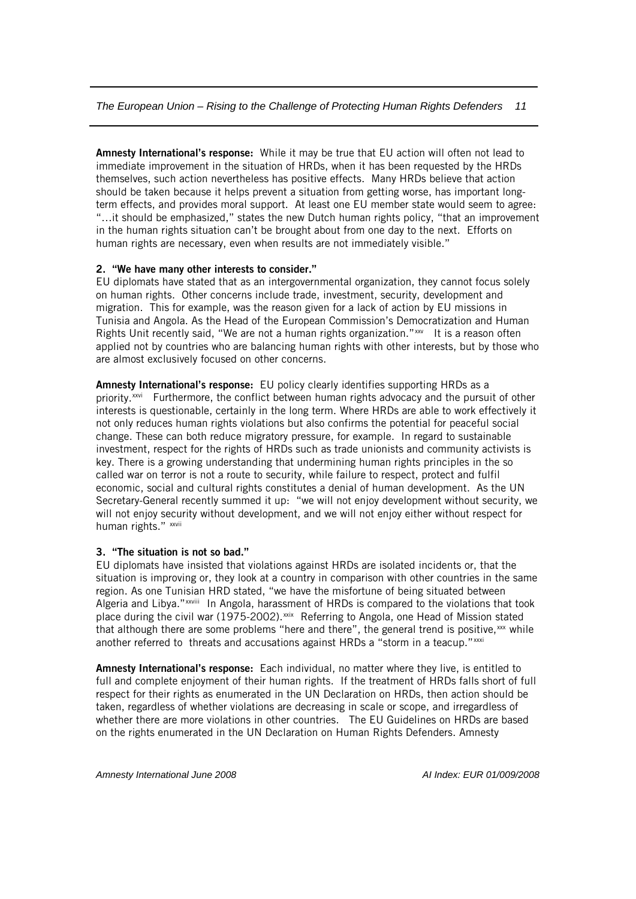**Amnesty International's response:** While it may be true that EU action will often not lead to immediate improvement in the situation of HRDs, when it has been requested by the HRDs themselves, such action nevertheless has positive effects. Many HRDs believe that action should be taken because it helps prevent a situation from getting worse, has important long-term effects, and provides moral support. At least one EU member state would seem to agree: "…it should be emphasized," states the new Dutch human rights policy, "that an improvement in the human rights situation can't be brought about from one day to the next. Efforts on human rights are necessary, even when results are not immediately visible."

**2. "We have many other interests to consider."**

EU diplomats have stated that as an intergovernmental organization, they cannot focus solely on human rights. Other concerns include trade, investment, security, development and migration. This for example, was the reason given for a lack of action by EU missions in Tunisia and Angola. As the Head of the European Commission's Democratization and Human Rights Unit recently said, "We are not a human rights organization."[xxv] It is a reason often applied not by countries who are balancing human rights with other interests, but by those who are almost exclusively focused on other concerns.

**Amnesty International's response:** EU policy clearly identifies supporting HRDs as a priority.[xxvi] Furthermore, the conflict between human rights advocacy and the pursuit of other interests is questionable, certainly in the long term. Where HRDs are able to work effectively it not only reduces human rights violations but also confirms the potential for peaceful social change. These can both reduce migratory pressure, for example. In regard to sustainable investment, respect for the rights of HRDs such as trade unionists and community activists is key. There is a growing understanding that undermining human rights principles in the so called war on terror is not a route to security, while failure to respect, protect and fulfil economic, social and cultural rights constitutes a denial of human development. As the UN Secretary-General recently summed it up: "we will not enjoy development without security, we will not enjoy security without development, and we will not enjoy either without respect for human rights." [xxvii]

**3. "The situation is not so bad."**

EU diplomats have insisted that violations against HRDs are isolated incidents or, that the situation is improving or, they look at a country in comparison with other countries in the same region. As one Tunisian HRD stated, "we have the misfortune of being situated between Algeria and Libya."[xxviii] In Angola, harassment of HRDs is compared to the violations that took place during the civil war (1975-2002).[xxix] Referring to Angola, one Head of Mission stated that although there are some problems "here and there", the general trend is positive,[xxx] while another referred to threats and accusations against HRDs a "storm in a teacup."[xxxi]

**Amnesty International's response:** Each individual, no matter where they live, is entitled to full and complete enjoyment of their human rights. If the treatment of HRDs falls short of full respect for their rights as enumerated in the UN Declaration on HRDs, then action should be taken, regardless of whether violations are decreasing in scale or scope, and irregardless of whether there are more violations in other countries. The EU Guidelines on HRDs are based on the rights enumerated in the UN Declaration on Human Rights Defenders. Amnesty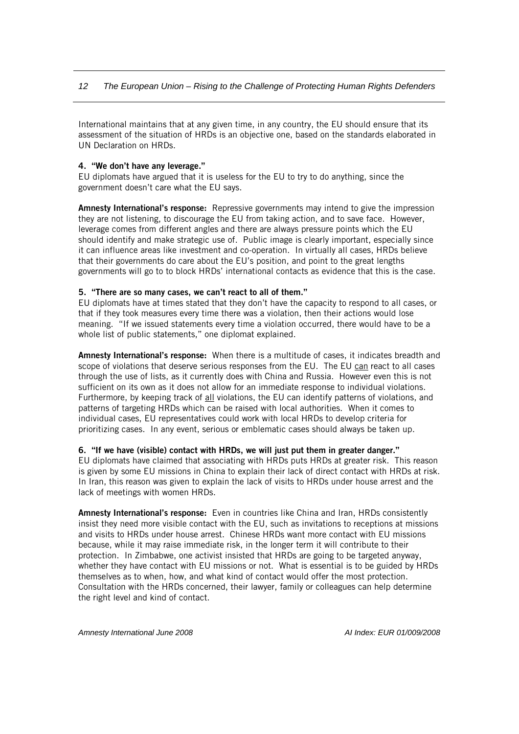International maintains that at any given time, in any country, the EU should ensure that its assessment of the situation of HRDs is an objective one, based on the standards elaborated in UN Declaration on HRDs.

**4. "We don't have any leverage."**

EU diplomats have argued that it is useless for the EU to try to do anything, since the government doesn't care what the EU says.

**Amnesty International's response:** Repressive governments may intend to give the impression they are not listening, to discourage the EU from taking action, and to save face. However, leverage comes from different angles and there are always pressure points which the EU should identify and make strategic use of. Public image is clearly important, especially since it can influence areas like investment and co-operation. In virtually all cases, HRDs believe that their governments do care about the EU's position, and point to the great lengths governments will go to to block HRDs' international contacts as evidence that this is the case.

**5. "There are so many cases, we can't react to all of them."**

EU diplomats have at times stated that they don't have the capacity to respond to all cases, or that if they took measures every time there was a violation, then their actions would lose meaning. "If we issued statements every time a violation occurred, there would have to be a whole list of public statements," one diplomat explained.

**Amnesty International's response:** When there is a multitude of cases, it indicates breadth and scope of violations that deserve serious responses from the EU. The EU <u>can</u> react to all cases through the use of lists, as it currently does with China and Russia. However even this is not sufficient on its own as it does not allow for an immediate response to individual violations. Furthermore, by keeping track of <u>all</u> violations, the EU can identify patterns of violations, and patterns of targeting HRDs which can be raised with local authorities. When it comes to individual cases, EU representatives could work with local HRDs to develop criteria for prioritizing cases. In any event, serious or emblematic cases should always be taken up.

**6. "If we have (visible) contact with HRDs, we will just put them in greater danger."**

EU diplomats have claimed that associating with HRDs puts HRDs at greater risk. This reason is given by some EU missions in China to explain their lack of direct contact with HRDs at risk. In Iran, this reason was given to explain the lack of visits to HRDs under house arrest and the lack of meetings with women HRDs.

**Amnesty International's response:** Even in countries like China and Iran, HRDs consistently insist they need more visible contact with the EU, such as invitations to receptions at missions and visits to HRDs under house arrest. Chinese HRDs want more contact with EU missions because, while it may raise immediate risk, in the longer term it will contribute to their protection. In Zimbabwe, one activist insisted that HRDs are going to be targeted anyway, whether they have contact with EU missions or not. What is essential is to be guided by HRDs themselves as to when, how, and what kind of contact would offer the most protection. Consultation with the HRDs concerned, their lawyer, family or colleagues can help determine the right level and kind of contact.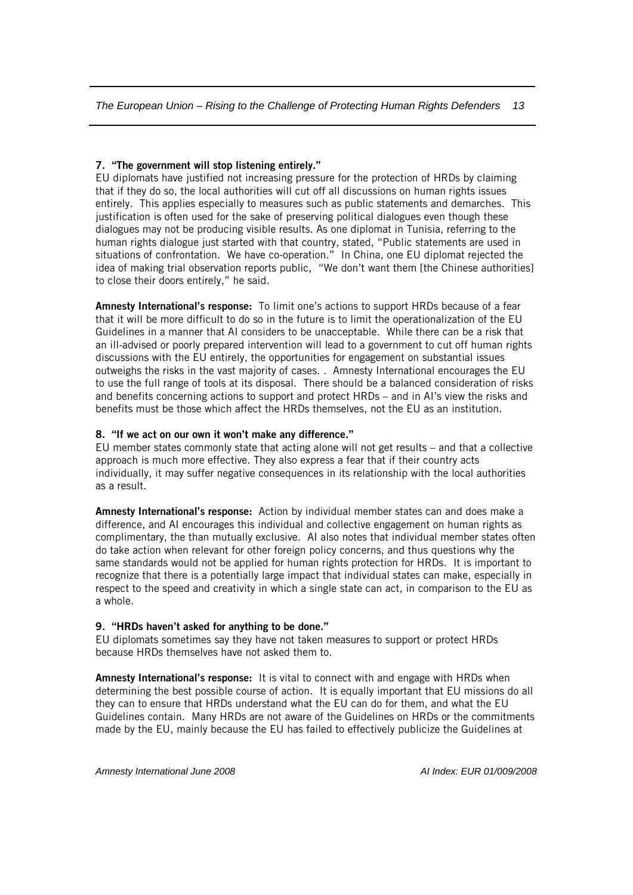**7. "The government will stop listening entirely."**

EU diplomats have justified not increasing pressure for the protection of HRDs by claiming that if they do so, the local authorities will cut off all discussions on human rights issues entirely. This applies especially to measures such as public statements and demarches. This justification is often used for the sake of preserving political dialogues even though these dialogues may not be producing visible results. As one diplomat in Tunisia, referring to the human rights dialogue just started with that country, stated, "Public statements are used in situations of confrontation. We have co-operation." In China, one EU diplomat rejected the idea of making trial observation reports public, "We don't want them [the Chinese authorities] to close their doors entirely," he said.

**Amnesty International's response:** To limit one's actions to support HRDs because of a fear that it will be more difficult to do so in the future is to limit the operationalization of the EU Guidelines in a manner that AI considers to be unacceptable. While there can be a risk that an ill-advised or poorly prepared intervention will lead to a government to cut off human rights discussions with the EU entirely, the opportunities for engagement on substantial issues outweighs the risks in the vast majority of cases. . Amnesty International encourages the EU to use the full range of tools at its disposal. There should be a balanced consideration of risks and benefits concerning actions to support and protect HRDs – and in AI's view the risks and benefits must be those which affect the HRDs themselves, not the EU as an institution.

**8. "If we act on our own it won't make any difference."**

EU member states commonly state that acting alone will not get results – and that a collective approach is much more effective. They also express a fear that if their country acts individually, it may suffer negative consequences in its relationship with the local authorities as a result.

**Amnesty International's response:** Action by individual member states can and does make a difference, and AI encourages this individual and collective engagement on human rights as complimentary, the than mutually exclusive. AI also notes that individual member states often do take action when relevant for other foreign policy concerns, and thus questions why the same standards would not be applied for human rights protection for HRDs. It is important to recognize that there is a potentially large impact that individual states can make, especially in respect to the speed and creativity in which a single state can act, in comparison to the EU as a whole.

**9. "HRDs haven't asked for anything to be done."**

EU diplomats sometimes say they have not taken measures to support or protect HRDs because HRDs themselves have not asked them to.

**Amnesty International's response:** It is vital to connect with and engage with HRDs when determining the best possible course of action. It is equally important that EU missions do all they can to ensure that HRDs understand what the EU can do for them, and what the EU Guidelines contain. Many HRDs are not aware of the Guidelines on HRDs or the commitments made by the EU, mainly because the EU has failed to effectively publicize the Guidelines at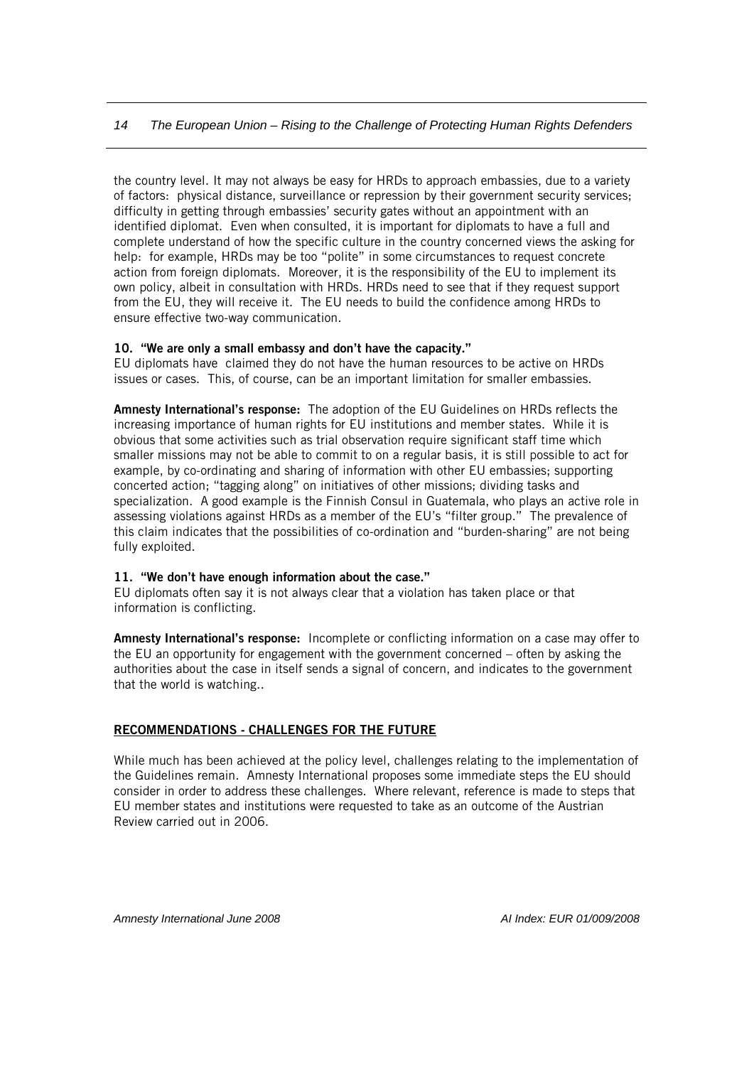the country level. It may not always be easy for HRDs to approach embassies, due to a variety of factors: physical distance, surveillance or repression by their government security services; difficulty in getting through embassies' security gates without an appointment with an identified diplomat. Even when consulted, it is important for diplomats to have a full and complete understand of how the specific culture in the country concerned views the asking for help: for example, HRDs may be too "polite" in some circumstances to request concrete action from foreign diplomats. Moreover, it is the responsibility of the EU to implement its own policy, albeit in consultation with HRDs. HRDs need to see that if they request support from the EU, they will receive it. The EU needs to build the confidence among HRDs to ensure effective two-way communication.

**10. "We are only a small embassy and don't have the capacity."**

EU diplomats have claimed they do not have the human resources to be active on HRDs issues or cases. This, of course, can be an important limitation for smaller embassies.

**Amnesty International's response:** The adoption of the EU Guidelines on HRDs reflects the increasing importance of human rights for EU institutions and member states. While it is obvious that some activities such as trial observation require significant staff time which smaller missions may not be able to commit to on a regular basis, it is still possible to act for example, by co-ordinating and sharing of information with other EU embassies; supporting concerted action; "tagging along" on initiatives of other missions; dividing tasks and specialization. A good example is the Finnish Consul in Guatemala, who plays an active role in assessing violations against HRDs as a member of the EU's "filter group." The prevalence of this claim indicates that the possibilities of co-ordination and "burden-sharing" are not being fully exploited.

**11. "We don't have enough information about the case."**

EU diplomats often say it is not always clear that a violation has taken place or that information is conflicting.

**Amnesty International's response:** Incomplete or conflicting information on a case may offer to the EU an opportunity for engagement with the government concerned – often by asking the authorities about the case in itself sends a signal of concern, and indicates to the government that the world is watching..

## RECOMMENDATIONS - CHALLENGES FOR THE FUTURE

While much has been achieved at the policy level, challenges relating to the implementation of the Guidelines remain. Amnesty International proposes some immediate steps the EU should consider in order to address these challenges. Where relevant, reference is made to steps that EU member states and institutions were requested to take as an outcome of the Austrian Review carried out in 2006.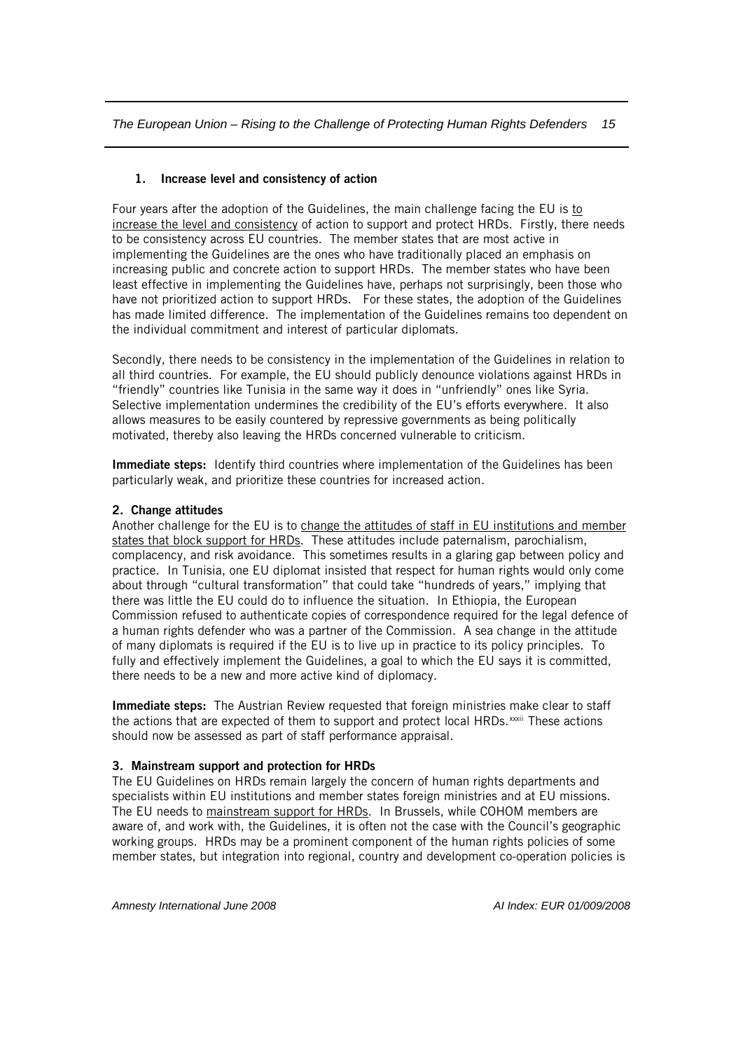### 1. Increase level and consistency of action

Four years after the adoption of the Guidelines, the main challenge facing the EU is to increase the level and consistency of action to support and protect HRDs. Firstly, there needs to be consistency across EU countries. The member states that are most active in implementing the Guidelines are the ones who have traditionally placed an emphasis on increasing public and concrete action to support HRDs. The member states who have been least effective in implementing the Guidelines have, perhaps not surprisingly, been those who have not prioritized action to support HRDs. For these states, the adoption of the Guidelines has made limited difference. The implementation of the Guidelines remains too dependent on the individual commitment and interest of particular diplomats.

Secondly, there needs to be consistency in the implementation of the Guidelines in relation to all third countries. For example, the EU should publicly denounce violations against HRDs in "friendly" countries like Tunisia in the same way it does in "unfriendly" ones like Syria. Selective implementation undermines the credibility of the EU's efforts everywhere. It also allows measures to be easily countered by repressive governments as being politically motivated, thereby also leaving the HRDs concerned vulnerable to criticism.

**Immediate steps:** Identify third countries where implementation of the Guidelines has been particularly weak, and prioritize these countries for increased action.

### 2. Change attitudes

Another challenge for the EU is to change the attitudes of staff in EU institutions and member states that block support for HRDs. These attitudes include paternalism, parochialism, complacency, and risk avoidance. This sometimes results in a glaring gap between policy and practice. In Tunisia, one EU diplomat insisted that respect for human rights would only come about through "cultural transformation" that could take "hundreds of years," implying that there was little the EU could do to influence the situation. In Ethiopia, the European Commission refused to authenticate copies of correspondence required for the legal defence of a human rights defender who was a partner of the Commission. A sea change in the attitude of many diplomats is required if the EU is to live up in practice to its policy principles. To fully and effectively implement the Guidelines, a goal to which the EU says it is committed, there needs to be a new and more active kind of diplomacy.

**Immediate steps:** The Austrian Review requested that foreign ministries make clear to staff the actions that are expected of them to support and protect local HRDs.[xxxii] These actions should now be assessed as part of staff performance appraisal.

### 3. Mainstream support and protection for HRDs

The EU Guidelines on HRDs remain largely the concern of human rights departments and specialists within EU institutions and member states foreign ministries and at EU missions. The EU needs to mainstream support for HRDs. In Brussels, while COHOM members are aware of, and work with, the Guidelines, it is often not the case with the Council's geographic working groups. HRDs may be a prominent component of the human rights policies of some member states, but integration into regional, country and development co-operation policies is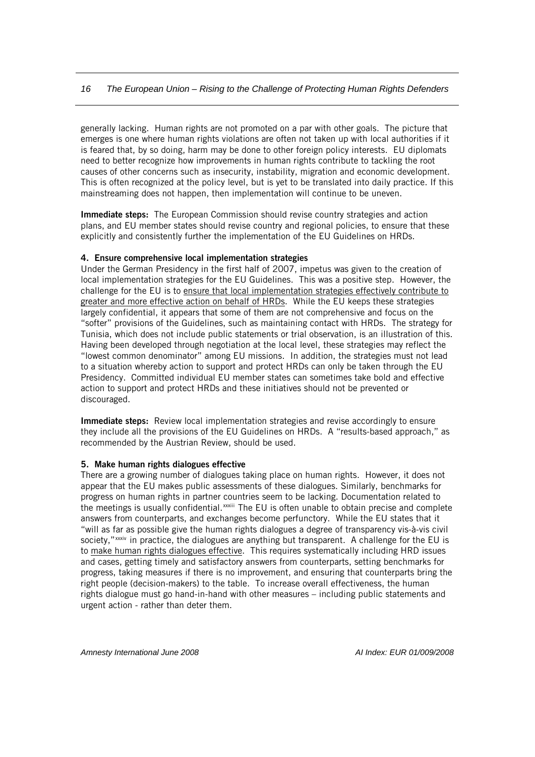generally lacking. Human rights are not promoted on a par with other goals. The picture that emerges is one where human rights violations are often not taken up with local authorities if it is feared that, by so doing, harm may be done to other foreign policy interests. EU diplomats need to better recognize how improvements in human rights contribute to tackling the root causes of other concerns such as insecurity, instability, migration and economic development. This is often recognized at the policy level, but is yet to be translated into daily practice. If this mainstreaming does not happen, then implementation will continue to be uneven.

**Immediate steps:** The European Commission should revise country strategies and action plans, and EU member states should revise country and regional policies, to ensure that these explicitly and consistently further the implementation of the EU Guidelines on HRDs.

**4. Ensure comprehensive local implementation strategies**

Under the German Presidency in the first half of 2007, impetus was given to the creation of local implementation strategies for the EU Guidelines. This was a positive step. However, the challenge for the EU is to ensure that local implementation strategies effectively contribute to greater and more effective action on behalf of HRDs. While the EU keeps these strategies largely confidential, it appears that some of them are not comprehensive and focus on the "softer" provisions of the Guidelines, such as maintaining contact with HRDs. The strategy for Tunisia, which does not include public statements or trial observation, is an illustration of this. Having been developed through negotiation at the local level, these strategies may reflect the "lowest common denominator" among EU missions. In addition, the strategies must not lead to a situation whereby action to support and protect HRDs can only be taken through the EU Presidency. Committed individual EU member states can sometimes take bold and effective action to support and protect HRDs and these initiatives should not be prevented or discouraged.

**Immediate steps:** Review local implementation strategies and revise accordingly to ensure they include all the provisions of the EU Guidelines on HRDs. A "results-based approach," as recommended by the Austrian Review, should be used.

**5. Make human rights dialogues effective**

There are a growing number of dialogues taking place on human rights. However, it does not appear that the EU makes public assessments of these dialogues. Similarly, benchmarks for progress on human rights in partner countries seem to be lacking. Documentation related to the meetings is usually confidential.[xxxiii] The EU is often unable to obtain precise and complete answers from counterparts, and exchanges become perfunctory. While the EU states that it "will as far as possible give the human rights dialogues a degree of transparency vis-à-vis civil society,"[xxxiv] in practice, the dialogues are anything but transparent. A challenge for the EU is to make human rights dialogues effective. This requires systematically including HRD issues and cases, getting timely and satisfactory answers from counterparts, setting benchmarks for progress, taking measures if there is no improvement, and ensuring that counterparts bring the right people (decision-makers) to the table. To increase overall effectiveness, the human rights dialogue must go hand-in-hand with other measures – including public statements and urgent action - rather than deter them.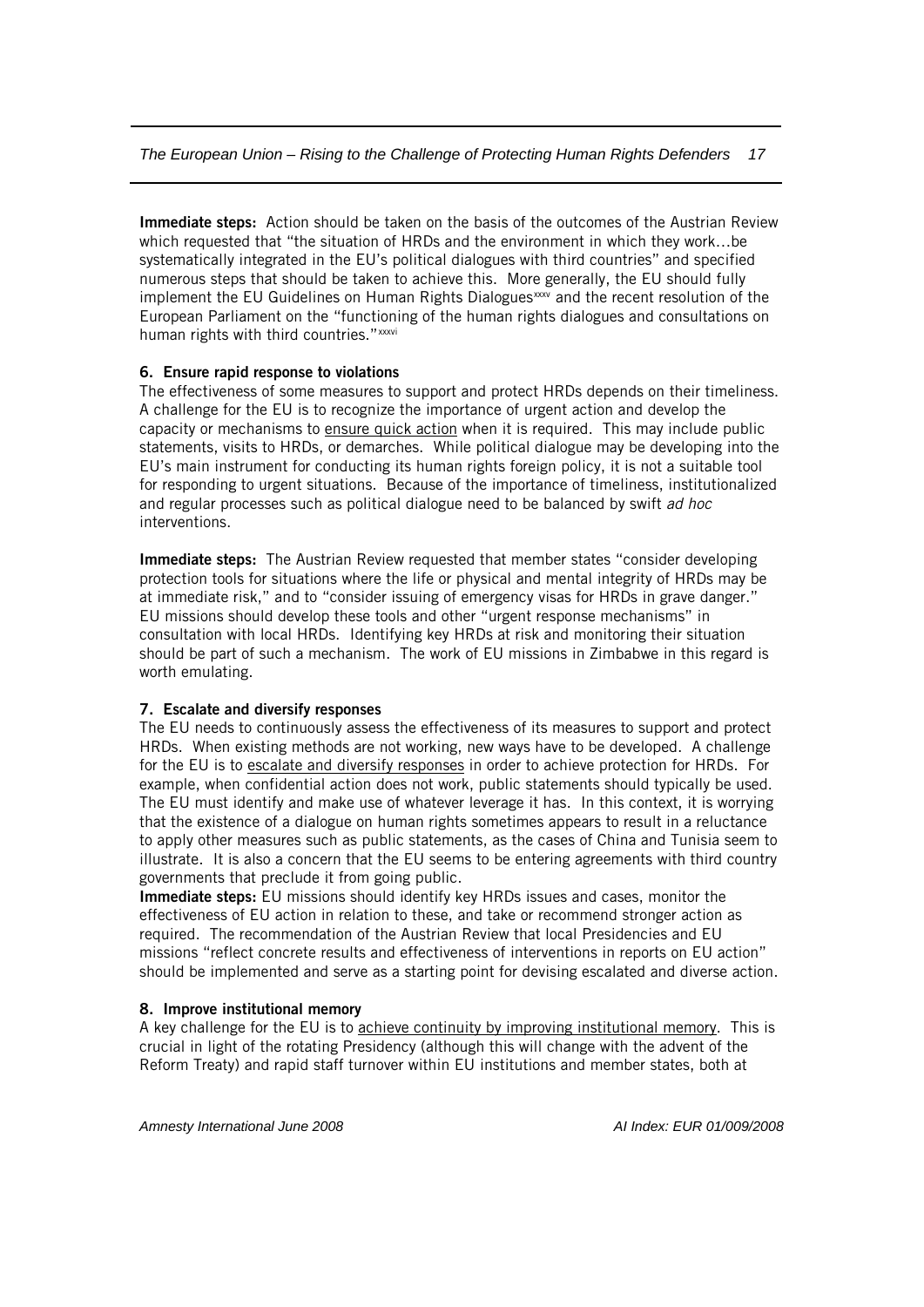**Immediate steps:** Action should be taken on the basis of the outcomes of the Austrian Review which requested that "the situation of HRDs and the environment in which they work…be systematically integrated in the EU's political dialogues with third countries" and specified numerous steps that should be taken to achieve this. More generally, the EU should fully implement the EU Guidelines on Human Rights Dialogues[xxxv] and the recent resolution of the European Parliament on the "functioning of the human rights dialogues and consultations on human rights with third countries."[xxxvi]

**6. Ensure rapid response to violations**

The effectiveness of some measures to support and protect HRDs depends on their timeliness. A challenge for the EU is to recognize the importance of urgent action and develop the capacity or mechanisms to ensure quick action when it is required. This may include public statements, visits to HRDs, or demarches. While political dialogue may be developing into the EU's main instrument for conducting its human rights foreign policy, it is not a suitable tool for responding to urgent situations. Because of the importance of timeliness, institutionalized and regular processes such as political dialogue need to be balanced by swift *ad hoc* interventions.

**Immediate steps:** The Austrian Review requested that member states "consider developing protection tools for situations where the life or physical and mental integrity of HRDs may be at immediate risk," and to "consider issuing of emergency visas for HRDs in grave danger." EU missions should develop these tools and other "urgent response mechanisms" in consultation with local HRDs. Identifying key HRDs at risk and monitoring their situation should be part of such a mechanism. The work of EU missions in Zimbabwe in this regard is worth emulating.

**7. Escalate and diversify responses**

The EU needs to continuously assess the effectiveness of its measures to support and protect HRDs. When existing methods are not working, new ways have to be developed. A challenge for the EU is to escalate and diversify responses in order to achieve protection for HRDs. For example, when confidential action does not work, public statements should typically be used. The EU must identify and make use of whatever leverage it has. In this context, it is worrying that the existence of a dialogue on human rights sometimes appears to result in a reluctance to apply other measures such as public statements, as the cases of China and Tunisia seem to illustrate. It is also a concern that the EU seems to be entering agreements with third country governments that preclude it from going public.

**Immediate steps:** EU missions should identify key HRDs issues and cases, monitor the effectiveness of EU action in relation to these, and take or recommend stronger action as required. The recommendation of the Austrian Review that local Presidencies and EU missions "reflect concrete results and effectiveness of interventions in reports on EU action" should be implemented and serve as a starting point for devising escalated and diverse action.

**8. Improve institutional memory**

A key challenge for the EU is to achieve continuity by improving institutional memory. This is crucial in light of the rotating Presidency (although this will change with the advent of the Reform Treaty) and rapid staff turnover within EU institutions and member states, both at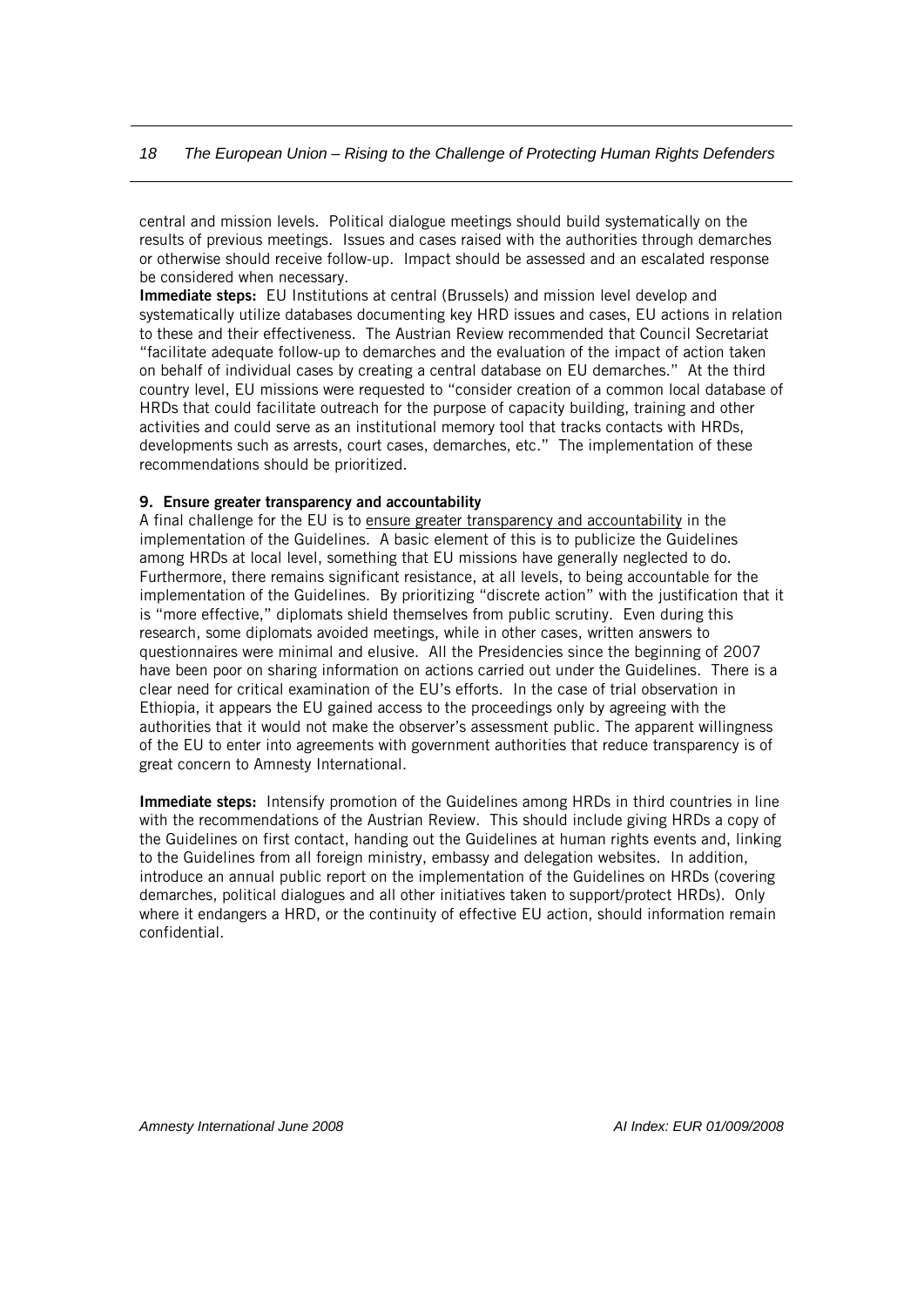central and mission levels. Political dialogue meetings should build systematically on the results of previous meetings. Issues and cases raised with the authorities through demarches or otherwise should receive follow-up. Impact should be assessed and an escalated response be considered when necessary.

**Immediate steps:** EU Institutions at central (Brussels) and mission level develop and systematically utilize databases documenting key HRD issues and cases, EU actions in relation to these and their effectiveness. The Austrian Review recommended that Council Secretariat "facilitate adequate follow-up to demarches and the evaluation of the impact of action taken on behalf of individual cases by creating a central database on EU demarches." At the third country level, EU missions were requested to "consider creation of a common local database of HRDs that could facilitate outreach for the purpose of capacity building, training and other activities and could serve as an institutional memory tool that tracks contacts with HRDs, developments such as arrests, court cases, demarches, etc." The implementation of these recommendations should be prioritized.

### 9. Ensure greater transparency and accountability

A final challenge for the EU is to ensure greater transparency and accountability in the implementation of the Guidelines. A basic element of this is to publicize the Guidelines among HRDs at local level, something that EU missions have generally neglected to do. Furthermore, there remains significant resistance, at all levels, to being accountable for the implementation of the Guidelines. By prioritizing "discrete action" with the justification that it is "more effective," diplomats shield themselves from public scrutiny. Even during this research, some diplomats avoided meetings, while in other cases, written answers to questionnaires were minimal and elusive. All the Presidencies since the beginning of 2007 have been poor on sharing information on actions carried out under the Guidelines. There is a clear need for critical examination of the EU's efforts. In the case of trial observation in Ethiopia, it appears the EU gained access to the proceedings only by agreeing with the authorities that it would not make the observer's assessment public. The apparent willingness of the EU to enter into agreements with government authorities that reduce transparency is of great concern to Amnesty International.

**Immediate steps:** Intensify promotion of the Guidelines among HRDs in third countries in line with the recommendations of the Austrian Review. This should include giving HRDs a copy of the Guidelines on first contact, handing out the Guidelines at human rights events and, linking to the Guidelines from all foreign ministry, embassy and delegation websites. In addition, introduce an annual public report on the implementation of the Guidelines on HRDs (covering demarches, political dialogues and all other initiatives taken to support/protect HRDs). Only where it endangers a HRD, or the continuity of effective EU action, should information remain confidential.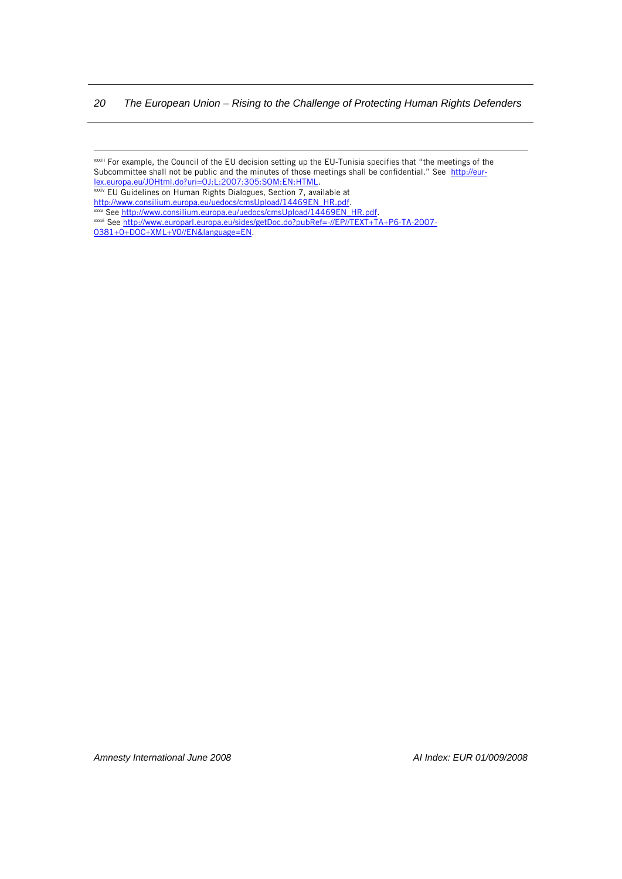[xxxiii] For example, the Council of the EU decision setting up the EU-Tunisia specifies that "the meetings of the Subcommittee shall not be public and the minutes of those meetings shall be confidential." See http://eur-lex.europa.eu/JOHtml.do?uri=OJ:L:2007:305:SOM:EN:HTML.

[xxxiv] EU Guidelines on Human Rights Dialogues, Section 7, available at http://www.consilium.europa.eu/uedocs/cmsUpload/14469EN_HR.pdf.

[xxxv] See http://www.consilium.europa.eu/uedocs/cmsUpload/14469EN_HR.pdf.

[xxxvi] See http://www.europarl.europa.eu/sides/getDoc.do?pubRef=-//EP//TEXT+TA+P6-TA-2007-0381+0+DOC+XML+V0//EN&language=EN.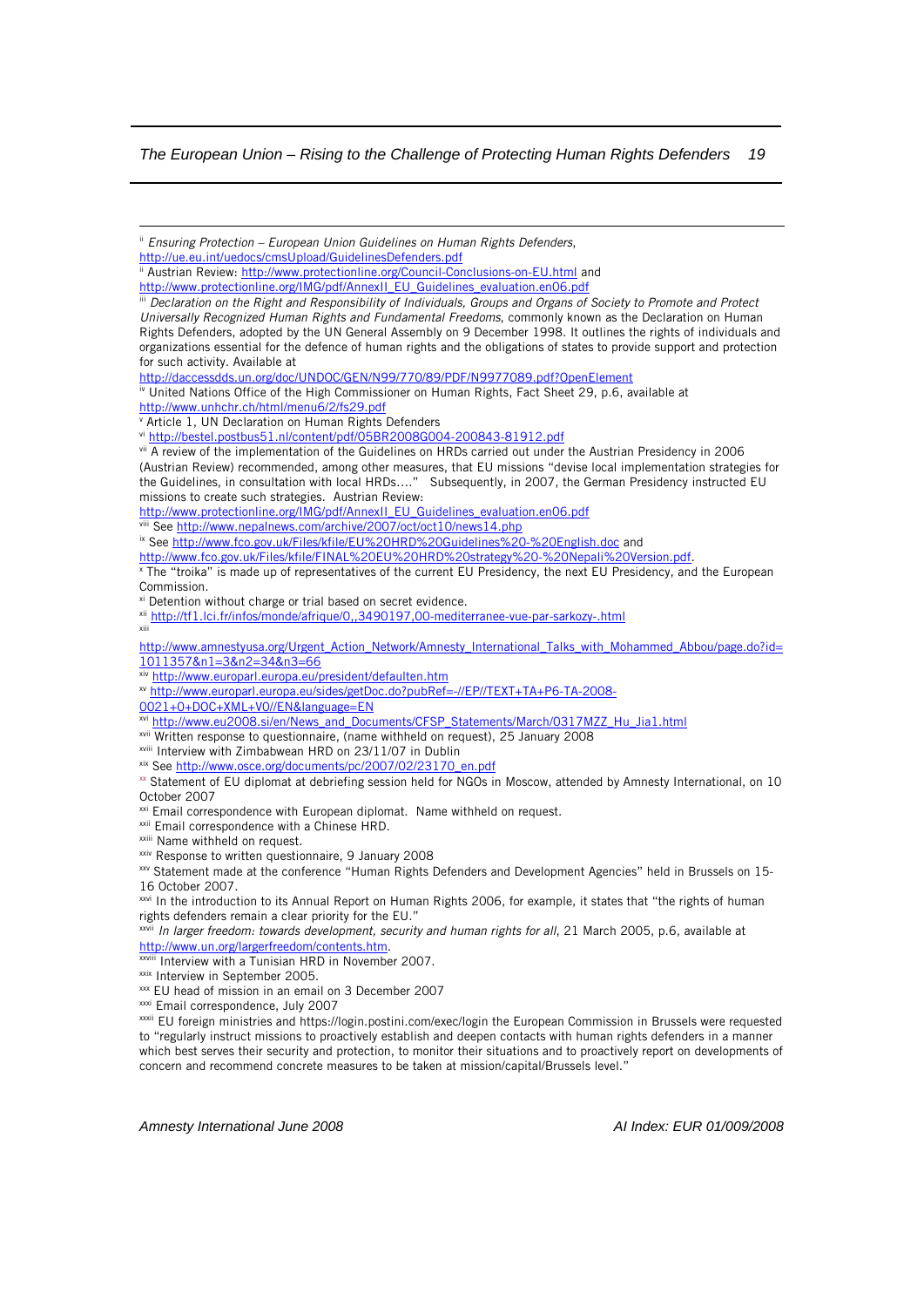[ii] *Ensuring Protection – European Union Guidelines on Human Rights Defenders*, http://ue.eu.int/uedocs/cmsUpload/GuidelinesDefenders.pdf

[ii] Austrian Review: http://www.protectionline.org/Council-Conclusions-on-EU.html and http://www.protectionline.org/IMG/pdf/AnnexII_EU_Guidelines_evaluation.en06.pdf

[iii] *Declaration on the Right and Responsibility of Individuals, Groups and Organs of Society to Promote and Protect Universally Recognized Human Rights and Fundamental Freedoms*, commonly known as the Declaration on Human Rights Defenders, adopted by the UN General Assembly on 9 December 1998. It outlines the rights of individuals and organizations essential for the defence of human rights and the obligations of states to provide support and protection for such activity. Available at http://daccessdds.un.org/doc/UNDOC/GEN/N99/770/89/PDF/N9977089.pdf?OpenElement

[iv] United Nations Office of the High Commissioner on Human Rights, Fact Sheet 29, p.6, available at http://www.unhchr.ch/html/menu6/2/fs29.pdf

[v] Article 1, UN Declaration on Human Rights Defenders

[vi] http://bestel.postbus51.nl/content/pdf/05BR2008G004-200843-81912.pdf

[vii] A review of the implementation of the Guidelines on HRDs carried out under the Austrian Presidency in 2006 (Austrian Review) recommended, among other measures, that EU missions "devise local implementation strategies for the Guidelines, in consultation with local HRDs…." Subsequently, in 2007, the German Presidency instructed EU missions to create such strategies. Austrian Review: http://www.protectionline.org/IMG/pdf/AnnexII_EU_Guidelines_evaluation.en06.pdf

[viii] See http://www.nepalnews.com/archive/2007/oct/oct10/news14.php

[ix] See http://www.fco.gov.uk/Files/kfile/EU%20HRD%20Guidelines%20-%20English.doc and http://www.fco.gov.uk/Files/kfile/FINAL%20EU%20HRD%20strategy%20-%20Nepali%20Version.pdf.

[x] The "troika" is made up of representatives of the current EU Presidency, the next EU Presidency, and the European Commission.

[xi] Detention without charge or trial based on secret evidence.

[xii] http://tf1.lci.fr/infos/monde/afrique/0,,3490197,00-mediterranee-vue-par-sarkozy-.html

[xiii] http://www.amnestyusa.org/Urgent_Action_Network/Amnesty_International_Talks_with_Mohammed_Abbou/page.do?id=1011357&n1=3&n2=34&n3=66

[xiv] http://www.europarl.europa.eu/president/defaulten.htm

[xv] http://www.europarl.europa.eu/sides/getDoc.do?pubRef=-//EP//TEXT+TA+P6-TA-2008-0021+0+DOC+XML+V0//EN&language=EN

[xvi] http://www.eu2008.si/en/News_and_Documents/CFSP_Statements/March/0317MZZ_Hu_Jia1.html

[xvii] Written response to questionnaire, (name withheld on request), 25 January 2008

[xviii] Interview with Zimbabwean HRD on 23/11/07 in Dublin

[xix] See http://www.osce.org/documents/pc/2007/02/23170_en.pdf

[xx] Statement of EU diplomat at debriefing session held for NGOs in Moscow, attended by Amnesty International, on 10 October 2007

[xxi] Email correspondence with European diplomat. Name withheld on request.

[xxii] Email correspondence with a Chinese HRD.

[xxiii] Name withheld on request.

[xxiv] Response to written questionnaire, 9 January 2008

[xxv] Statement made at the conference "Human Rights Defenders and Development Agencies" held in Brussels on 15-16 October 2007.

[xxvi] In the introduction to its Annual Report on Human Rights 2006, for example, it states that "the rights of human rights defenders remain a clear priority for the EU."

[xxvii] *In larger freedom: towards development, security and human rights for all*, 21 March 2005, p.6, available at http://www.un.org/largerfreedom/contents.htm.

[xxviii] Interview with a Tunisian HRD in November 2007.

[xxix] Interview in September 2005.

[xxx] EU head of mission in an email on 3 December 2007

[xxxi] Email correspondence, July 2007

[xxxii] EU foreign ministries and https://login.postini.com/exec/login the European Commission in Brussels were requested to "regularly instruct missions to proactively establish and deepen contacts with human rights defenders in a manner which best serves their security and protection, to monitor their situations and to proactively report on developments of concern and recommend concrete measures to be taken at mission/capital/Brussels level."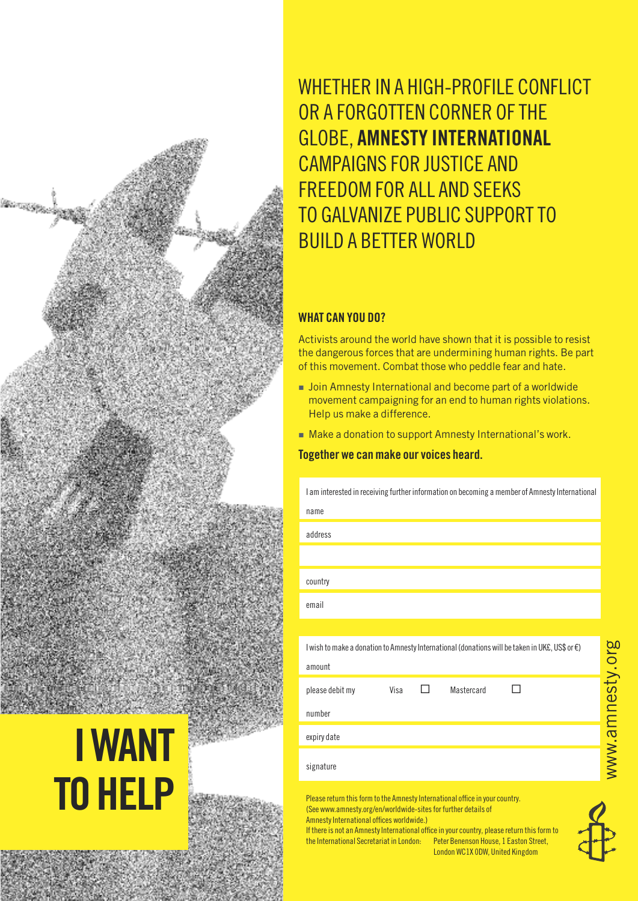# I WANT TO HELP

WHETHER IN A HIGH-PROFILE CONFLICT OR A FORGOTTEN CORNER OF THE GLOBE, **AMNESTY INTERNATIONAL** CAMPAIGNS FOR JUSTICE AND FREEDOM FOR ALL AND SEEKS TO GALVANIZE PUBLIC SUPPORT TO BUILD A BETTER WORLD

**WHAT CAN YOU DO?**

Activists around the world have shown that it is possible to resist the dangerous forces that are undermining human rights. Be part of this movement. Combat those who peddle fear and hate.

- Join Amnesty International and become part of a worldwide movement campaigning for an end to human rights violations. Help us make a difference.
- Make a donation to support Amnesty International's work.

**Together we can make our voices heard.**

I am interested in receiving further information on becoming a member of Amnesty International

name

address

country

email

I wish to make a donation to Amnesty International (donations will be taken in UK£, US$ or €)

amount

please debit my Visa ☐ Mastercard ☐

number

expiry date

signature

Please return this form to the Amnesty International office in your country.
(See www.amnesty.org/en/worldwide-sites for further details of Amnesty International offices worldwide.)
If there is not an Amnesty International office in your country, please return this form to the International Secretariat in London: Peter Benenson House, 1 Easton Street, London WC1X 0DW, United Kingdom

www.amnesty.org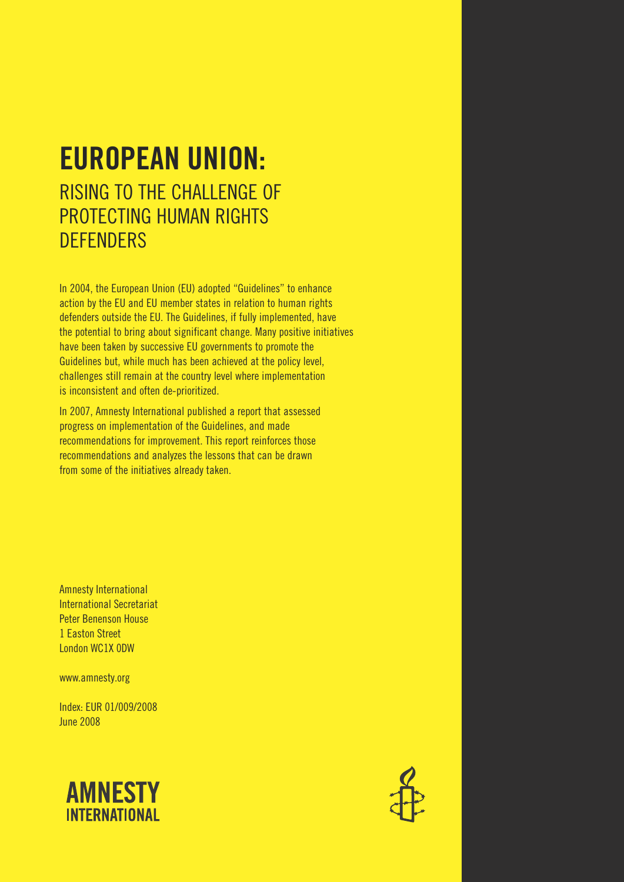# EUROPEAN UNION:

## RISING TO THE CHALLENGE OF PROTECTING HUMAN RIGHTS DEFENDERS

In 2004, the European Union (EU) adopted "Guidelines" to enhance action by the EU and EU member states in relation to human rights defenders outside the EU. The Guidelines, if fully implemented, have the potential to bring about significant change. Many positive initiatives have been taken by successive EU governments to promote the Guidelines but, while much has been achieved at the policy level, challenges still remain at the country level where implementation is inconsistent and often de-prioritized.

In 2007, Amnesty International published a report that assessed progress on implementation of the Guidelines, and made recommendations for improvement. This report reinforces those recommendations and analyzes the lessons that can be drawn from some of the initiatives already taken.

Amnesty International
International Secretariat
Peter Benenson House
1 Easton Street
London WC1X 0DW

www.amnesty.org

Index: EUR 01/009/2008
June 2008

**AMNESTY INTERNATIONAL**